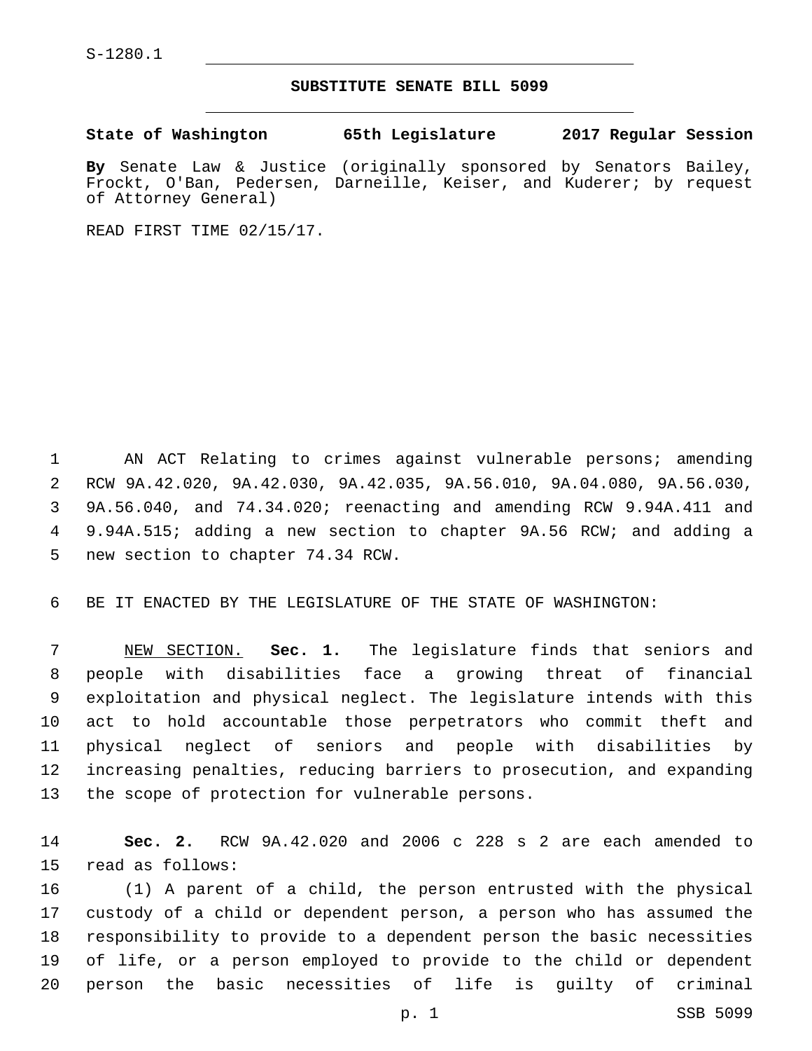S-1280.1

## SUBSTITUTE SENATE BILL 5099

**State of Washington 65th Legislature 2017 Regular Session**

**By** Senate Law & Justice (originally sponsored by Senators Bailey, Frockt, O'Ban, Pedersen, Darneille, Keiser, and Kuderer; by request of Attorney General)

READ FIRST TIME 02/15/17.

AN ACT Relating to crimes against vulnerable persons; amending RCW 9A.42.020, 9A.42.030, 9A.42.035, 9A.56.010, 9A.04.080, 9A.56.030, 9A.56.040, and 74.34.020; reenacting and amending RCW 9.94A.411 and 9.94A.515; adding a new section to chapter 9A.56 RCW; and adding a new section to chapter 74.34 RCW.

BE IT ENACTED BY THE LEGISLATURE OF THE STATE OF WASHINGTON:

NEW SECTION. **Sec. 1.** The legislature finds that seniors and people with disabilities face a growing threat of financial exploitation and physical neglect. The legislature intends with this act to hold accountable those perpetrators who commit theft and physical neglect of seniors and people with disabilities by increasing penalties, reducing barriers to prosecution, and expanding the scope of protection for vulnerable persons.

**Sec. 2.** RCW 9A.42.020 and 2006 c 228 s 2 are each amended to read as follows:

(1) A parent of a child, the person entrusted with the physical custody of a child or dependent person, a person who has assumed the responsibility to provide to a dependent person the basic necessities of life, or a person employed to provide to the child or dependent person the basic necessities of life is guilty of criminal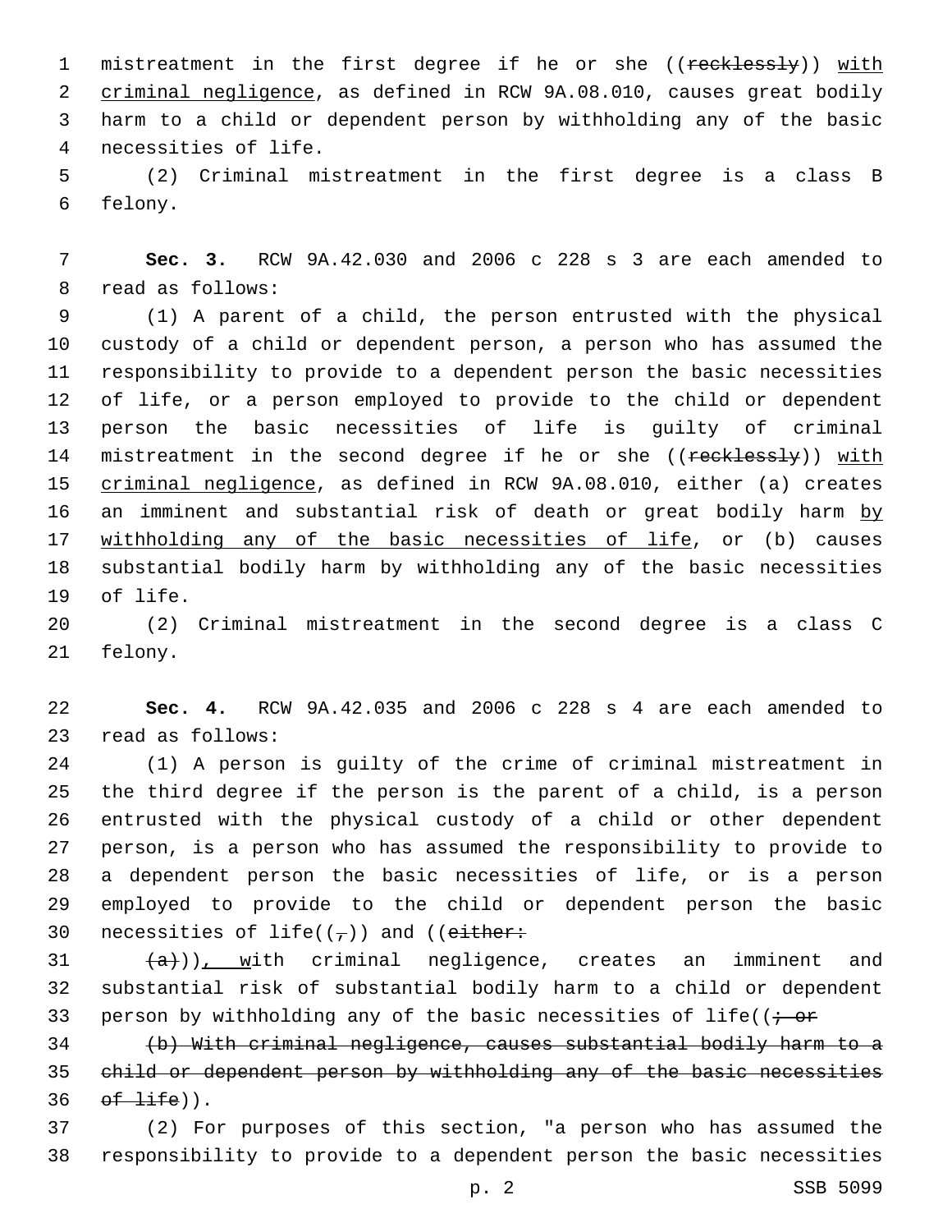mistreatment in the first degree if he or she ((~~recklessly~~)) <u>with criminal negligence</u>, as defined in RCW 9A.08.010, causes great bodily harm to a child or dependent person by withholding any of the basic necessities of life.

(2) Criminal mistreatment in the first degree is a class B felony.

**Sec. 3.** RCW 9A.42.030 and 2006 c 228 s 3 are each amended to read as follows:

(1) A parent of a child, the person entrusted with the physical custody of a child or dependent person, a person who has assumed the responsibility to provide to a dependent person the basic necessities of life, or a person employed to provide to the child or dependent person the basic necessities of life is guilty of criminal mistreatment in the second degree if he or she ((~~recklessly~~)) <u>with criminal negligence</u>, as defined in RCW 9A.08.010, either (a) creates an imminent and substantial risk of death or great bodily harm <u>by withholding any of the basic necessities of life</u>, or (b) causes substantial bodily harm by withholding any of the basic necessities of life.

(2) Criminal mistreatment in the second degree is a class C felony.

**Sec. 4.** RCW 9A.42.035 and 2006 c 228 s 4 are each amended to read as follows:

(1) A person is guilty of the crime of criminal mistreatment in the third degree if the person is the parent of a child, is a person entrusted with the physical custody of a child or other dependent person, is a person who has assumed the responsibility to provide to a dependent person the basic necessities of life, or is a person employed to provide to the child or dependent person the basic necessities of life((~~,~~)) and ((~~either:~~

~~(a)~~))<u>, w</u>ith criminal negligence, creates an imminent and substantial risk of substantial bodily harm to a child or dependent person by withholding any of the basic necessities of life((~~; or~~

~~(b) With criminal negligence, causes substantial bodily harm to a child or dependent person by withholding any of the basic necessities of life~~)).

(2) For purposes of this section, "a person who has assumed the responsibility to provide to a dependent person the basic necessities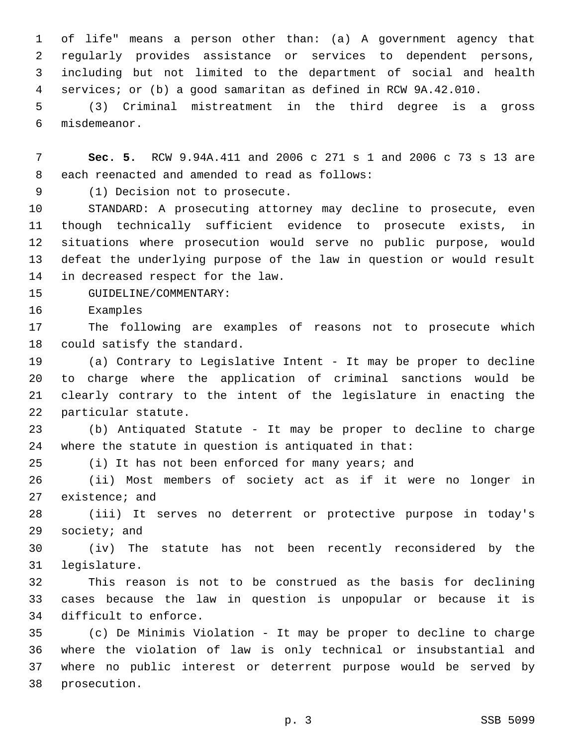of life" means a person other than: (a) A government agency that regularly provides assistance or services to dependent persons, including but not limited to the department of social and health services; or (b) a good samaritan as defined in RCW 9A.42.010.

(3) Criminal mistreatment in the third degree is a gross misdemeanor.

**Sec. 5.** RCW 9.94A.411 and 2006 c 271 s 1 and 2006 c 73 s 13 are each reenacted and amended to read as follows:

(1) Decision not to prosecute.

STANDARD: A prosecuting attorney may decline to prosecute, even though technically sufficient evidence to prosecute exists, in situations where prosecution would serve no public purpose, would defeat the underlying purpose of the law in question or would result in decreased respect for the law.

GUIDELINE/COMMENTARY:

Examples

The following are examples of reasons not to prosecute which could satisfy the standard.

(a) Contrary to Legislative Intent - It may be proper to decline to charge where the application of criminal sanctions would be clearly contrary to the intent of the legislature in enacting the particular statute.

(b) Antiquated Statute - It may be proper to decline to charge where the statute in question is antiquated in that:

(i) It has not been enforced for many years; and

(ii) Most members of society act as if it were no longer in existence; and

(iii) It serves no deterrent or protective purpose in today's society; and

(iv) The statute has not been recently reconsidered by the legislature.

This reason is not to be construed as the basis for declining cases because the law in question is unpopular or because it is difficult to enforce.

(c) De Minimis Violation - It may be proper to decline to charge where the violation of law is only technical or insubstantial and where no public interest or deterrent purpose would be served by prosecution.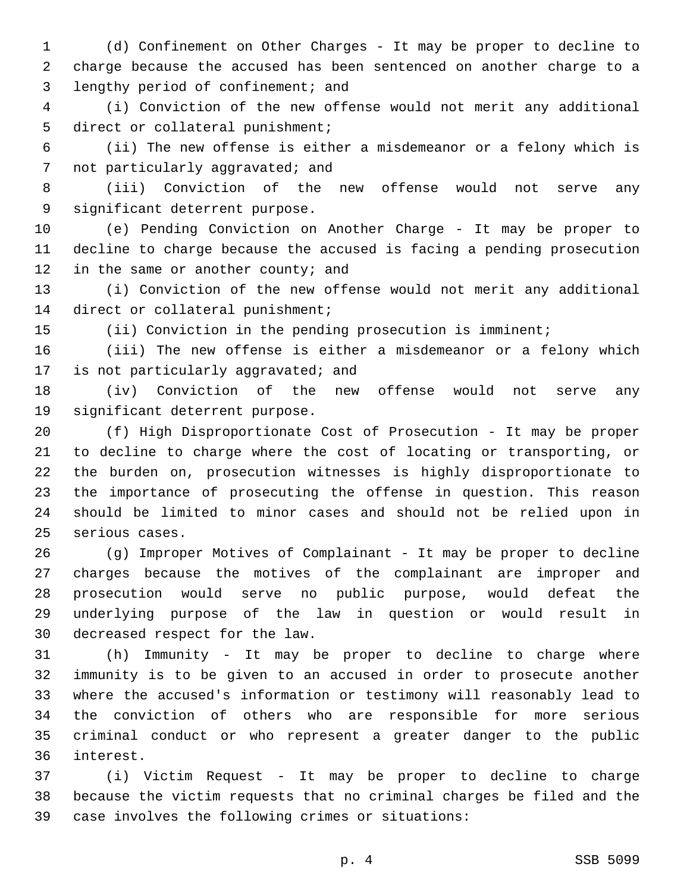(d) Confinement on Other Charges - It may be proper to decline to charge because the accused has been sentenced on another charge to a lengthy period of confinement; and

(i) Conviction of the new offense would not merit any additional direct or collateral punishment;

(ii) The new offense is either a misdemeanor or a felony which is not particularly aggravated; and

(iii) Conviction of the new offense would not serve any significant deterrent purpose.

(e) Pending Conviction on Another Charge - It may be proper to decline to charge because the accused is facing a pending prosecution in the same or another county; and

(i) Conviction of the new offense would not merit any additional direct or collateral punishment;

(ii) Conviction in the pending prosecution is imminent;

(iii) The new offense is either a misdemeanor or a felony which is not particularly aggravated; and

(iv) Conviction of the new offense would not serve any significant deterrent purpose.

(f) High Disproportionate Cost of Prosecution - It may be proper to decline to charge where the cost of locating or transporting, or the burden on, prosecution witnesses is highly disproportionate to the importance of prosecuting the offense in question. This reason should be limited to minor cases and should not be relied upon in serious cases.

(g) Improper Motives of Complainant - It may be proper to decline charges because the motives of the complainant are improper and prosecution would serve no public purpose, would defeat the underlying purpose of the law in question or would result in decreased respect for the law.

(h) Immunity - It may be proper to decline to charge where immunity is to be given to an accused in order to prosecute another where the accused's information or testimony will reasonably lead to the conviction of others who are responsible for more serious criminal conduct or who represent a greater danger to the public interest.

(i) Victim Request - It may be proper to decline to charge because the victim requests that no criminal charges be filed and the case involves the following crimes or situations: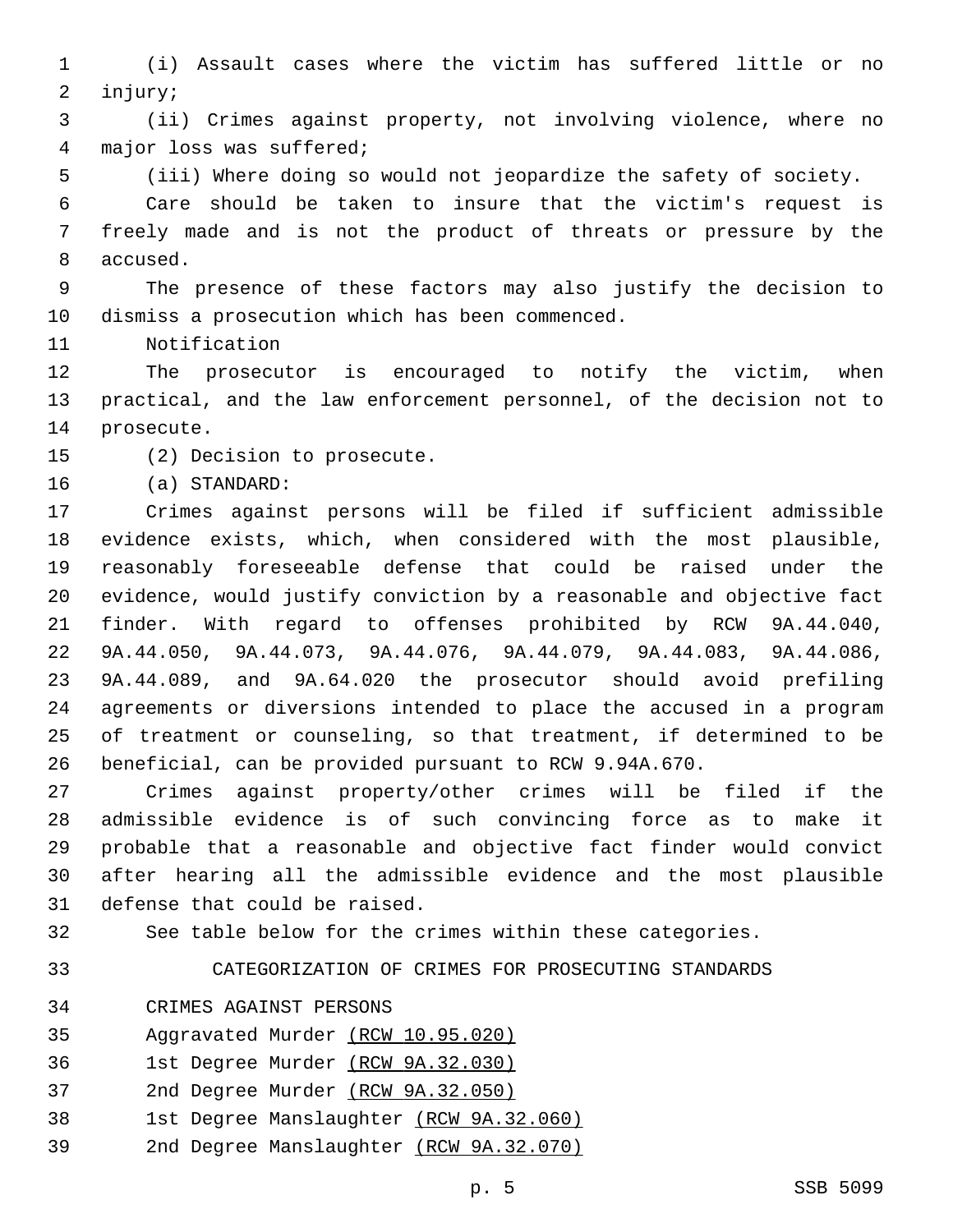(i) Assault cases where the victim has suffered little or no injury;

(ii) Crimes against property, not involving violence, where no major loss was suffered;

(iii) Where doing so would not jeopardize the safety of society.

Care should be taken to insure that the victim's request is freely made and is not the product of threats or pressure by the accused.

The presence of these factors may also justify the decision to dismiss a prosecution which has been commenced.

Notification

The prosecutor is encouraged to notify the victim, when practical, and the law enforcement personnel, of the decision not to prosecute.

(2) Decision to prosecute.

(a) STANDARD:

Crimes against persons will be filed if sufficient admissible evidence exists, which, when considered with the most plausible, reasonably foreseeable defense that could be raised under the evidence, would justify conviction by a reasonable and objective fact finder. With regard to offenses prohibited by RCW 9A.44.040, 9A.44.050, 9A.44.073, 9A.44.076, 9A.44.079, 9A.44.083, 9A.44.086, 9A.44.089, and 9A.64.020 the prosecutor should avoid prefiling agreements or diversions intended to place the accused in a program of treatment or counseling, so that treatment, if determined to be beneficial, can be provided pursuant to RCW 9.94A.670.

Crimes against property/other crimes will be filed if the admissible evidence is of such convincing force as to make it probable that a reasonable and objective fact finder would convict after hearing all the admissible evidence and the most plausible defense that could be raised.

See table below for the crimes within these categories.

CATEGORIZATION OF CRIMES FOR PROSECUTING STANDARDS

CRIMES AGAINST PERSONS

Aggravated Murder (RCW 10.95.020)

1st Degree Murder (RCW 9A.32.030)

2nd Degree Murder (RCW 9A.32.050)

1st Degree Manslaughter (RCW 9A.32.060)

2nd Degree Manslaughter (RCW 9A.32.070)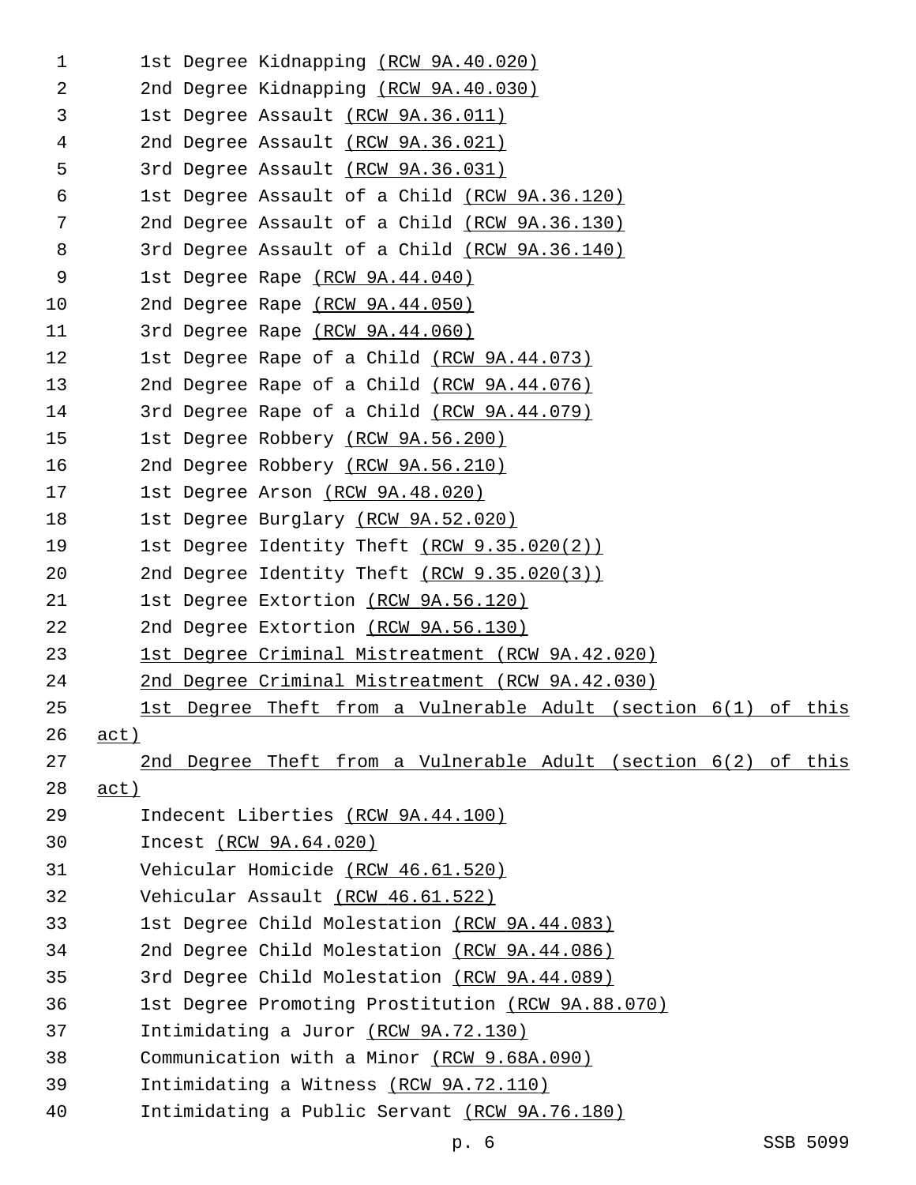1st Degree Kidnapping (RCW 9A.40.020)
2nd Degree Kidnapping (RCW 9A.40.030)
1st Degree Assault (RCW 9A.36.011)
2nd Degree Assault (RCW 9A.36.021)
3rd Degree Assault (RCW 9A.36.031)
1st Degree Assault of a Child (RCW 9A.36.120)
2nd Degree Assault of a Child (RCW 9A.36.130)
3rd Degree Assault of a Child (RCW 9A.36.140)
1st Degree Rape (RCW 9A.44.040)
2nd Degree Rape (RCW 9A.44.050)
3rd Degree Rape (RCW 9A.44.060)
1st Degree Rape of a Child (RCW 9A.44.073)
2nd Degree Rape of a Child (RCW 9A.44.076)
3rd Degree Rape of a Child (RCW 9A.44.079)
1st Degree Robbery (RCW 9A.56.200)
2nd Degree Robbery (RCW 9A.56.210)
1st Degree Arson (RCW 9A.48.020)
1st Degree Burglary (RCW 9A.52.020)
1st Degree Identity Theft (RCW 9.35.020(2))
2nd Degree Identity Theft (RCW 9.35.020(3))
1st Degree Extortion (RCW 9A.56.120)
2nd Degree Extortion (RCW 9A.56.130)
1st Degree Criminal Mistreatment (RCW 9A.42.020)
2nd Degree Criminal Mistreatment (RCW 9A.42.030)
1st Degree Theft from a Vulnerable Adult (section 6(1) of this act)
2nd Degree Theft from a Vulnerable Adult (section 6(2) of this act)
Indecent Liberties (RCW 9A.44.100)
Incest (RCW 9A.64.020)
Vehicular Homicide (RCW 46.61.520)
Vehicular Assault (RCW 46.61.522)
1st Degree Child Molestation (RCW 9A.44.083)
2nd Degree Child Molestation (RCW 9A.44.086)
3rd Degree Child Molestation (RCW 9A.44.089)
1st Degree Promoting Prostitution (RCW 9A.88.070)
Intimidating a Juror (RCW 9A.72.130)
Communication with a Minor (RCW 9.68A.090)
Intimidating a Witness (RCW 9A.72.110)
Intimidating a Public Servant (RCW 9A.76.180)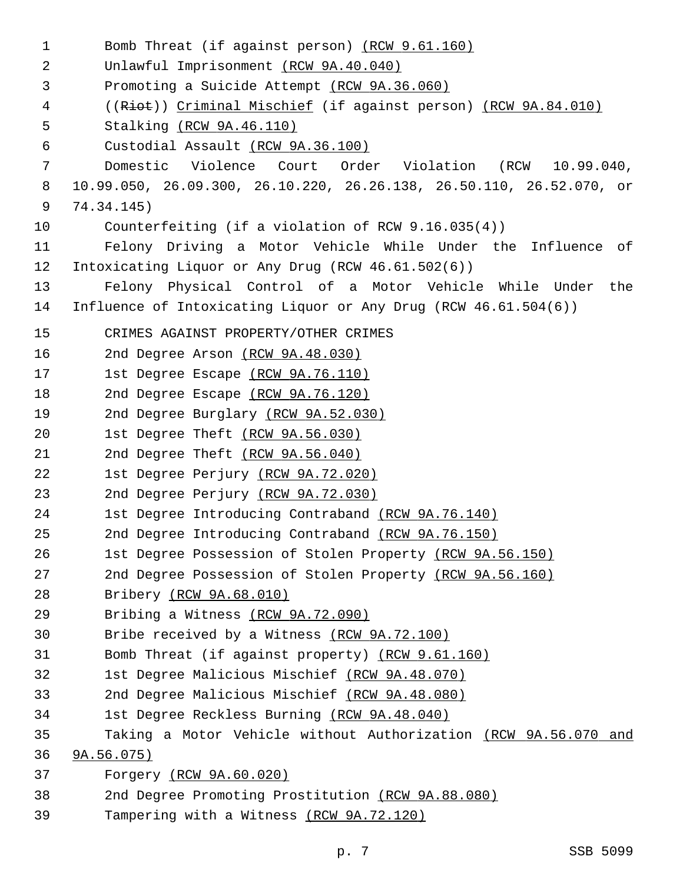Bomb Threat (if against person) (RCW 9.61.160)

Unlawful Imprisonment (RCW 9A.40.040)

Promoting a Suicide Attempt (RCW 9A.36.060)

((~~Riot~~)) Criminal Mischief (if against person) (RCW 9A.84.010)

Stalking (RCW 9A.46.110)

Custodial Assault (RCW 9A.36.100)

Domestic Violence Court Order Violation (RCW 10.99.040, 10.99.050, 26.09.300, 26.10.220, 26.26.138, 26.50.110, 26.52.070, or 74.34.145)

Counterfeiting (if a violation of RCW 9.16.035(4))

Felony Driving a Motor Vehicle While Under the Influence of Intoxicating Liquor or Any Drug (RCW 46.61.502(6))

Felony Physical Control of a Motor Vehicle While Under the Influence of Intoxicating Liquor or Any Drug (RCW 46.61.504(6))

CRIMES AGAINST PROPERTY/OTHER CRIMES

2nd Degree Arson (RCW 9A.48.030)

1st Degree Escape (RCW 9A.76.110)

2nd Degree Escape (RCW 9A.76.120)

2nd Degree Burglary (RCW 9A.52.030)

1st Degree Theft (RCW 9A.56.030)

2nd Degree Theft (RCW 9A.56.040)

1st Degree Perjury (RCW 9A.72.020)

2nd Degree Perjury (RCW 9A.72.030)

1st Degree Introducing Contraband (RCW 9A.76.140)

2nd Degree Introducing Contraband (RCW 9A.76.150)

1st Degree Possession of Stolen Property (RCW 9A.56.150)

2nd Degree Possession of Stolen Property (RCW 9A.56.160)

Bribery (RCW 9A.68.010)

Bribing a Witness (RCW 9A.72.090)

Bribe received by a Witness (RCW 9A.72.100)

Bomb Threat (if against property) (RCW 9.61.160)

1st Degree Malicious Mischief (RCW 9A.48.070)

2nd Degree Malicious Mischief (RCW 9A.48.080)

1st Degree Reckless Burning (RCW 9A.48.040)

Taking a Motor Vehicle without Authorization (RCW 9A.56.070 and 9A.56.075)

Forgery (RCW 9A.60.020)

2nd Degree Promoting Prostitution (RCW 9A.88.080)

Tampering with a Witness (RCW 9A.72.120)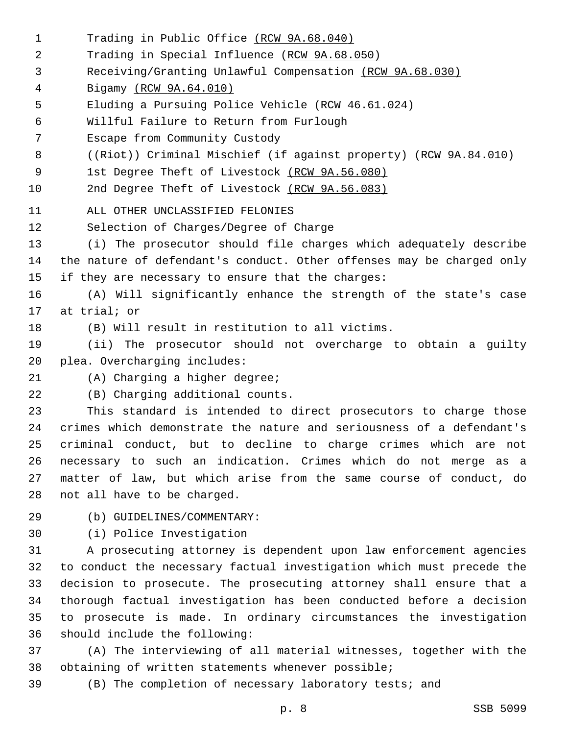Trading in Public Office (RCW 9A.68.040)

Trading in Special Influence (RCW 9A.68.050)

Receiving/Granting Unlawful Compensation (RCW 9A.68.030)

Bigamy (RCW 9A.64.010)

Eluding a Pursuing Police Vehicle (RCW 46.61.024)

Willful Failure to Return from Furlough

Escape from Community Custody

((~~Riot~~)) Criminal Mischief (if against property) (RCW 9A.84.010)

1st Degree Theft of Livestock (RCW 9A.56.080)

2nd Degree Theft of Livestock (RCW 9A.56.083)

ALL OTHER UNCLASSIFIED FELONIES

Selection of Charges/Degree of Charge

(i) The prosecutor should file charges which adequately describe the nature of defendant's conduct. Other offenses may be charged only if they are necessary to ensure that the charges:

(A) Will significantly enhance the strength of the state's case at trial; or

(B) Will result in restitution to all victims.

(ii) The prosecutor should not overcharge to obtain a guilty plea. Overcharging includes:

(A) Charging a higher degree;

(B) Charging additional counts.

This standard is intended to direct prosecutors to charge those crimes which demonstrate the nature and seriousness of a defendant's criminal conduct, but to decline to charge crimes which are not necessary to such an indication. Crimes which do not merge as a matter of law, but which arise from the same course of conduct, do not all have to be charged.

(b) GUIDELINES/COMMENTARY:

(i) Police Investigation

A prosecuting attorney is dependent upon law enforcement agencies to conduct the necessary factual investigation which must precede the decision to prosecute. The prosecuting attorney shall ensure that a thorough factual investigation has been conducted before a decision to prosecute is made. In ordinary circumstances the investigation should include the following:

(A) The interviewing of all material witnesses, together with the obtaining of written statements whenever possible;

(B) The completion of necessary laboratory tests; and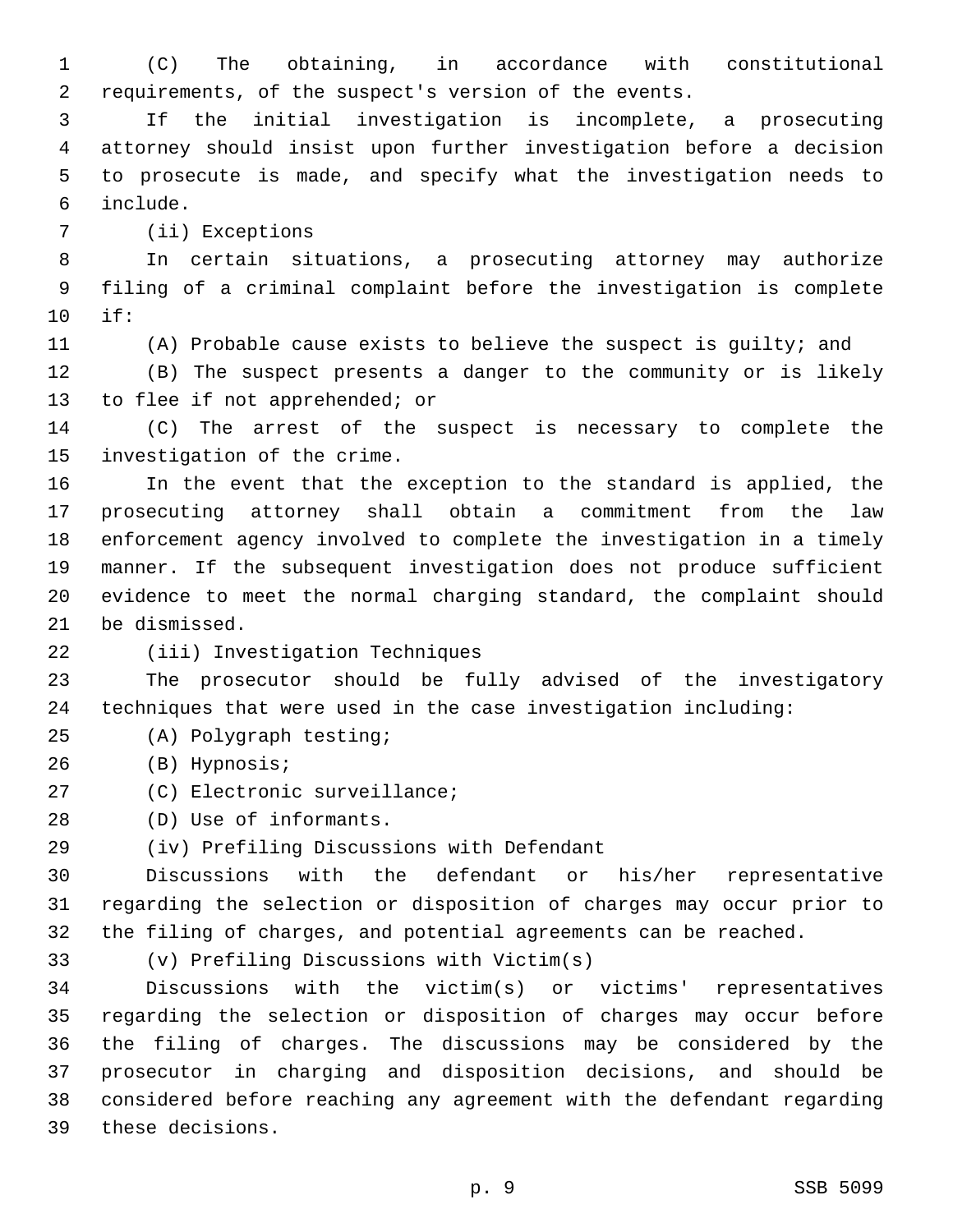(C) The obtaining, in accordance with constitutional requirements, of the suspect's version of the events.

If the initial investigation is incomplete, a prosecuting attorney should insist upon further investigation before a decision to prosecute is made, and specify what the investigation needs to include.

(ii) Exceptions

In certain situations, a prosecuting attorney may authorize filing of a criminal complaint before the investigation is complete if:

(A) Probable cause exists to believe the suspect is guilty; and

(B) The suspect presents a danger to the community or is likely to flee if not apprehended; or

(C) The arrest of the suspect is necessary to complete the investigation of the crime.

In the event that the exception to the standard is applied, the prosecuting attorney shall obtain a commitment from the law enforcement agency involved to complete the investigation in a timely manner. If the subsequent investigation does not produce sufficient evidence to meet the normal charging standard, the complaint should be dismissed.

(iii) Investigation Techniques

The prosecutor should be fully advised of the investigatory techniques that were used in the case investigation including:

(A) Polygraph testing;

(B) Hypnosis;

(C) Electronic surveillance;

(D) Use of informants.

(iv) Prefiling Discussions with Defendant

Discussions with the defendant or his/her representative regarding the selection or disposition of charges may occur prior to the filing of charges, and potential agreements can be reached.

(v) Prefiling Discussions with Victim(s)

Discussions with the victim(s) or victims' representatives regarding the selection or disposition of charges may occur before the filing of charges. The discussions may be considered by the prosecutor in charging and disposition decisions, and should be considered before reaching any agreement with the defendant regarding these decisions.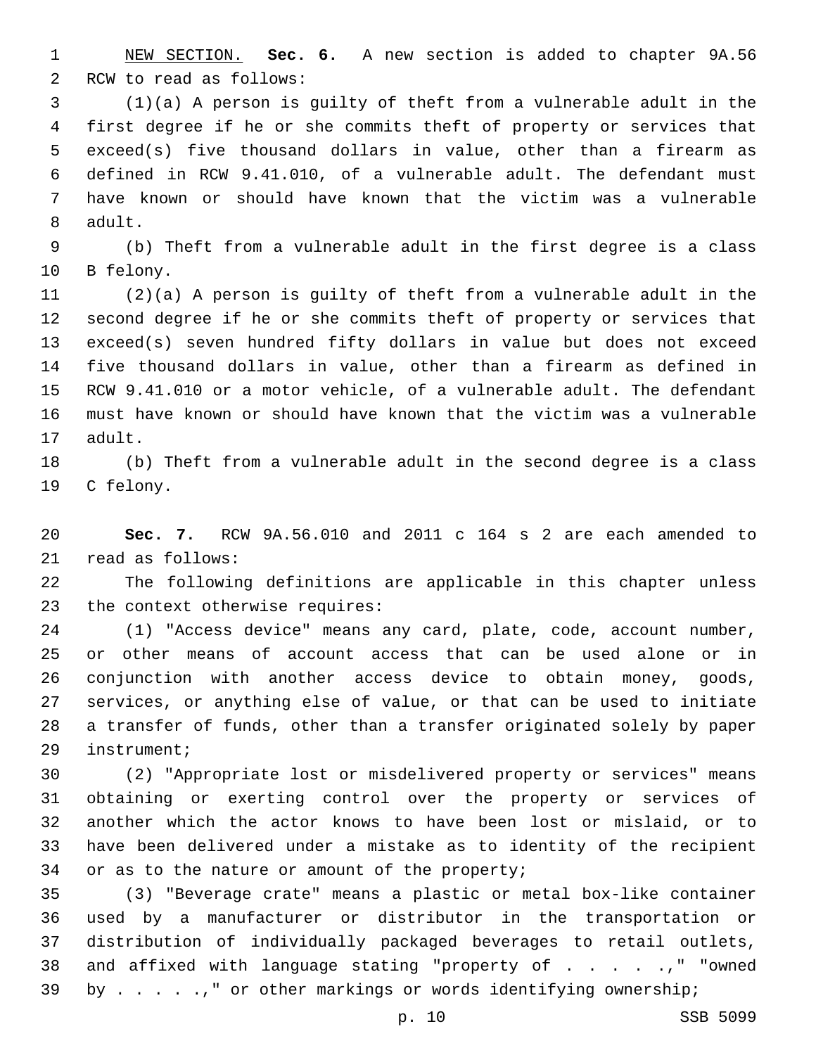NEW SECTION. **Sec. 6.** A new section is added to chapter 9A.56 RCW to read as follows:

(1)(a) A person is guilty of theft from a vulnerable adult in the first degree if he or she commits theft of property or services that exceed(s) five thousand dollars in value, other than a firearm as defined in RCW 9.41.010, of a vulnerable adult. The defendant must have known or should have known that the victim was a vulnerable adult.

(b) Theft from a vulnerable adult in the first degree is a class B felony.

(2)(a) A person is guilty of theft from a vulnerable adult in the second degree if he or she commits theft of property or services that exceed(s) seven hundred fifty dollars in value but does not exceed five thousand dollars in value, other than a firearm as defined in RCW 9.41.010 or a motor vehicle, of a vulnerable adult. The defendant must have known or should have known that the victim was a vulnerable adult.

(b) Theft from a vulnerable adult in the second degree is a class C felony.

**Sec. 7.** RCW 9A.56.010 and 2011 c 164 s 2 are each amended to read as follows:

The following definitions are applicable in this chapter unless the context otherwise requires:

(1) "Access device" means any card, plate, code, account number, or other means of account access that can be used alone or in conjunction with another access device to obtain money, goods, services, or anything else of value, or that can be used to initiate a transfer of funds, other than a transfer originated solely by paper instrument;

(2) "Appropriate lost or misdelivered property or services" means obtaining or exerting control over the property or services of another which the actor knows to have been lost or mislaid, or to have been delivered under a mistake as to identity of the recipient or as to the nature or amount of the property;

(3) "Beverage crate" means a plastic or metal box-like container used by a manufacturer or distributor in the transportation or distribution of individually packaged beverages to retail outlets, and affixed with language stating "property of . . . . .," "owned by . . . . .," or other markings or words identifying ownership;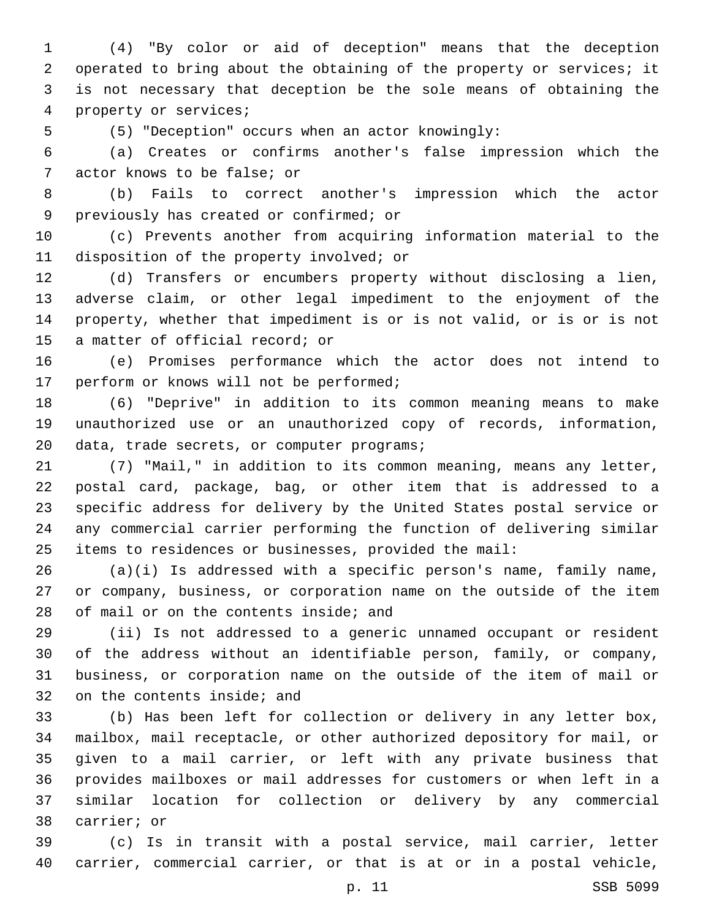(4) "By color or aid of deception" means that the deception operated to bring about the obtaining of the property or services; it is not necessary that deception be the sole means of obtaining the property or services;

(5) "Deception" occurs when an actor knowingly:

(a) Creates or confirms another's false impression which the actor knows to be false; or

(b) Fails to correct another's impression which the actor previously has created or confirmed; or

(c) Prevents another from acquiring information material to the disposition of the property involved; or

(d) Transfers or encumbers property without disclosing a lien, adverse claim, or other legal impediment to the enjoyment of the property, whether that impediment is or is not valid, or is or is not a matter of official record; or

(e) Promises performance which the actor does not intend to perform or knows will not be performed;

(6) "Deprive" in addition to its common meaning means to make unauthorized use or an unauthorized copy of records, information, data, trade secrets, or computer programs;

(7) "Mail," in addition to its common meaning, means any letter, postal card, package, bag, or other item that is addressed to a specific address for delivery by the United States postal service or any commercial carrier performing the function of delivering similar items to residences or businesses, provided the mail:

(a)(i) Is addressed with a specific person's name, family name, or company, business, or corporation name on the outside of the item of mail or on the contents inside; and

(ii) Is not addressed to a generic unnamed occupant or resident of the address without an identifiable person, family, or company, business, or corporation name on the outside of the item of mail or on the contents inside; and

(b) Has been left for collection or delivery in any letter box, mailbox, mail receptacle, or other authorized depository for mail, or given to a mail carrier, or left with any private business that provides mailboxes or mail addresses for customers or when left in a similar location for collection or delivery by any commercial carrier; or

(c) Is in transit with a postal service, mail carrier, letter carrier, commercial carrier, or that is at or in a postal vehicle,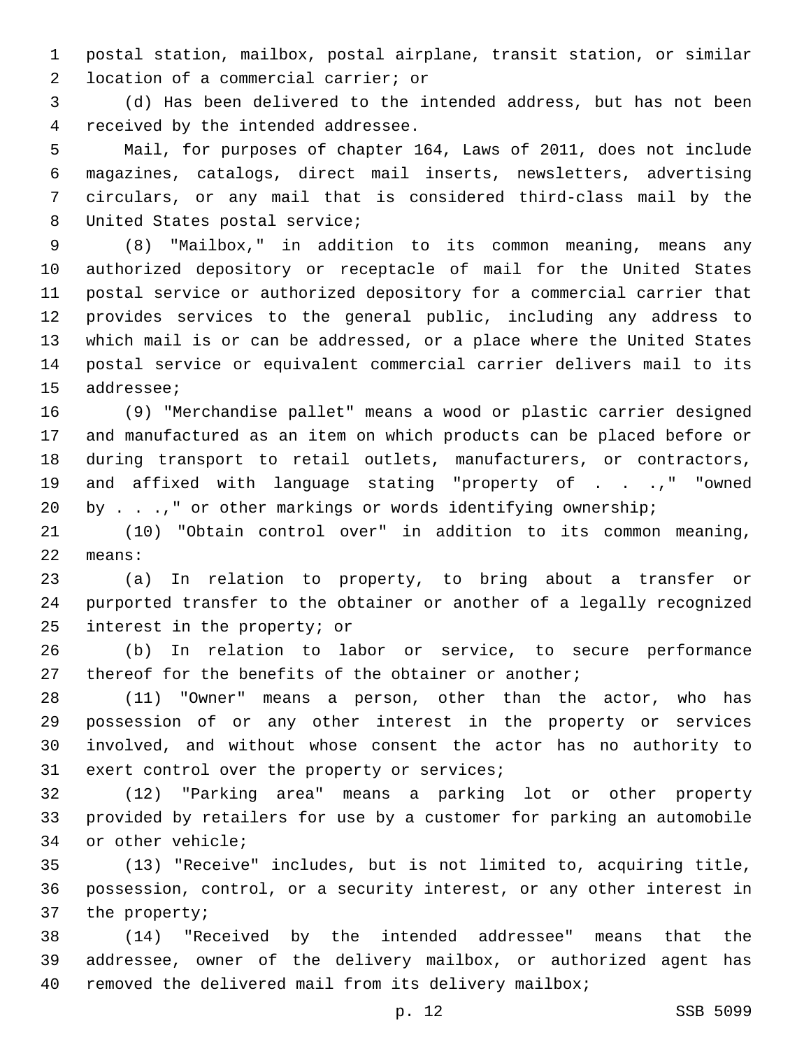postal station, mailbox, postal airplane, transit station, or similar location of a commercial carrier; or

(d) Has been delivered to the intended address, but has not been received by the intended addressee.

Mail, for purposes of chapter 164, Laws of 2011, does not include magazines, catalogs, direct mail inserts, newsletters, advertising circulars, or any mail that is considered third-class mail by the United States postal service;

(8) "Mailbox," in addition to its common meaning, means any authorized depository or receptacle of mail for the United States postal service or authorized depository for a commercial carrier that provides services to the general public, including any address to which mail is or can be addressed, or a place where the United States postal service or equivalent commercial carrier delivers mail to its addressee;

(9) "Merchandise pallet" means a wood or plastic carrier designed and manufactured as an item on which products can be placed before or during transport to retail outlets, manufacturers, or contractors, and affixed with language stating "property of . . .," "owned by . . .," or other markings or words identifying ownership;

(10) "Obtain control over" in addition to its common meaning, means:

(a) In relation to property, to bring about a transfer or purported transfer to the obtainer or another of a legally recognized interest in the property; or

(b) In relation to labor or service, to secure performance thereof for the benefits of the obtainer or another;

(11) "Owner" means a person, other than the actor, who has possession of or any other interest in the property or services involved, and without whose consent the actor has no authority to exert control over the property or services;

(12) "Parking area" means a parking lot or other property provided by retailers for use by a customer for parking an automobile or other vehicle;

(13) "Receive" includes, but is not limited to, acquiring title, possession, control, or a security interest, or any other interest in the property;

(14) "Received by the intended addressee" means that the addressee, owner of the delivery mailbox, or authorized agent has removed the delivered mail from its delivery mailbox;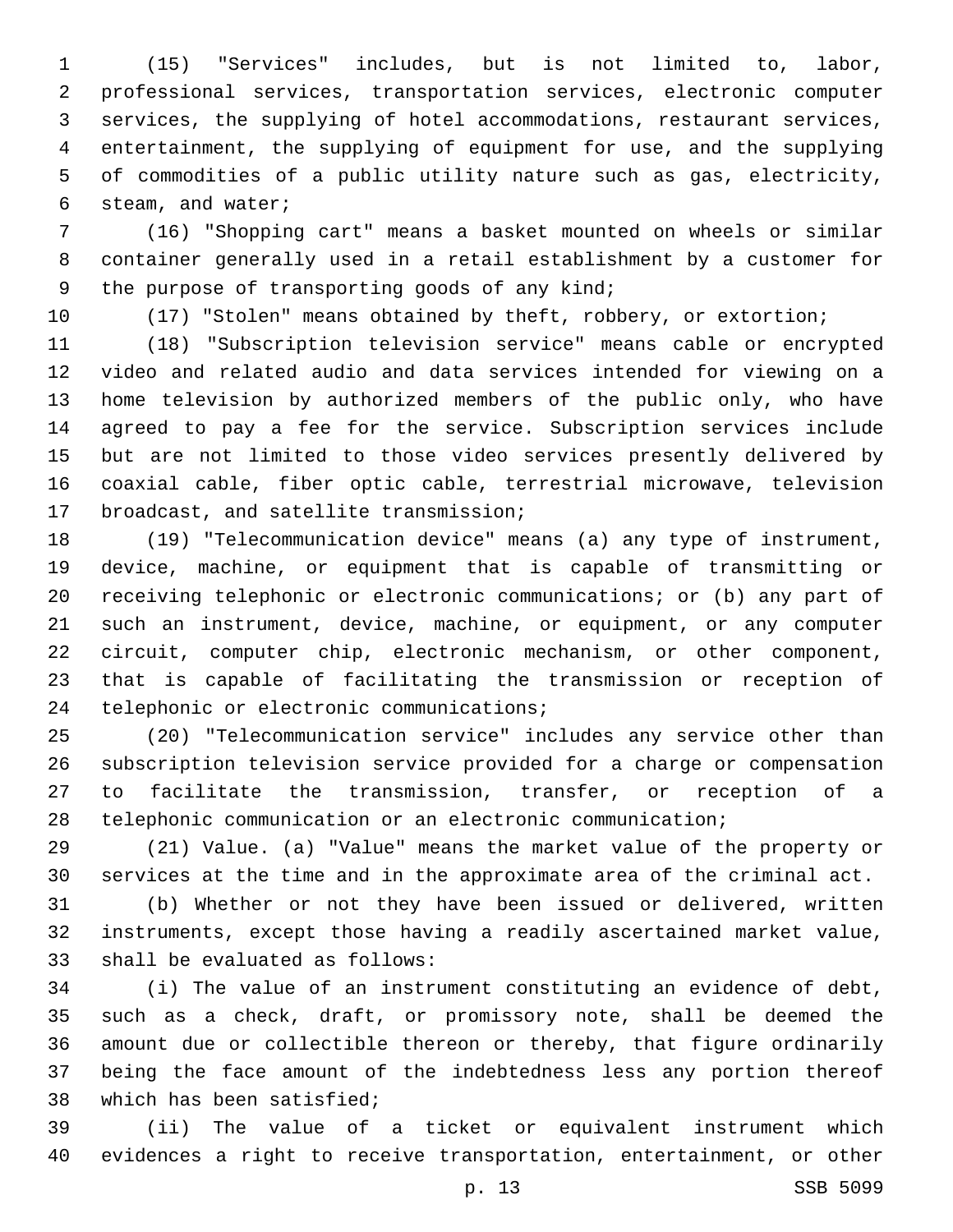(15) "Services" includes, but is not limited to, labor, professional services, transportation services, electronic computer services, the supplying of hotel accommodations, restaurant services, entertainment, the supplying of equipment for use, and the supplying of commodities of a public utility nature such as gas, electricity, steam, and water;

(16) "Shopping cart" means a basket mounted on wheels or similar container generally used in a retail establishment by a customer for the purpose of transporting goods of any kind;

(17) "Stolen" means obtained by theft, robbery, or extortion;

(18) "Subscription television service" means cable or encrypted video and related audio and data services intended for viewing on a home television by authorized members of the public only, who have agreed to pay a fee for the service. Subscription services include but are not limited to those video services presently delivered by coaxial cable, fiber optic cable, terrestrial microwave, television broadcast, and satellite transmission;

(19) "Telecommunication device" means (a) any type of instrument, device, machine, or equipment that is capable of transmitting or receiving telephonic or electronic communications; or (b) any part of such an instrument, device, machine, or equipment, or any computer circuit, computer chip, electronic mechanism, or other component, that is capable of facilitating the transmission or reception of telephonic or electronic communications;

(20) "Telecommunication service" includes any service other than subscription television service provided for a charge or compensation to facilitate the transmission, transfer, or reception of a telephonic communication or an electronic communication;

(21) Value. (a) "Value" means the market value of the property or services at the time and in the approximate area of the criminal act.

(b) Whether or not they have been issued or delivered, written instruments, except those having a readily ascertained market value, shall be evaluated as follows:

(i) The value of an instrument constituting an evidence of debt, such as a check, draft, or promissory note, shall be deemed the amount due or collectible thereon or thereby, that figure ordinarily being the face amount of the indebtedness less any portion thereof which has been satisfied;

(ii) The value of a ticket or equivalent instrument which evidences a right to receive transportation, entertainment, or other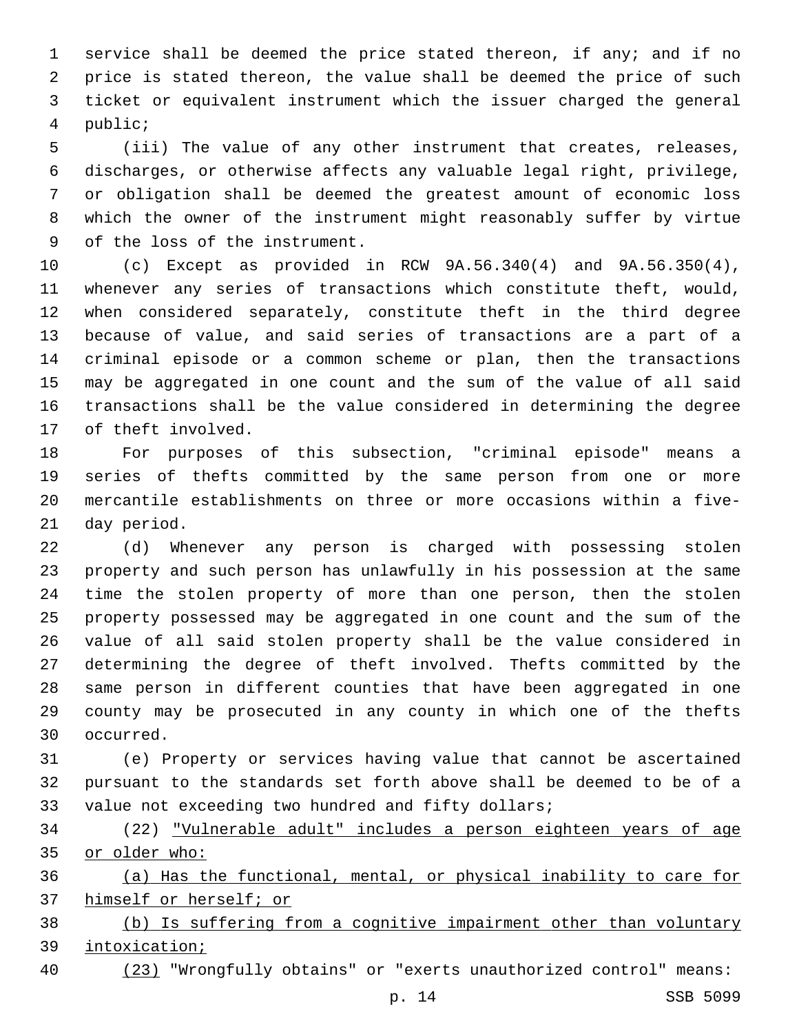service shall be deemed the price stated thereon, if any; and if no price is stated thereon, the value shall be deemed the price of such ticket or equivalent instrument which the issuer charged the general public;

(iii) The value of any other instrument that creates, releases, discharges, or otherwise affects any valuable legal right, privilege, or obligation shall be deemed the greatest amount of economic loss which the owner of the instrument might reasonably suffer by virtue of the loss of the instrument.

(c) Except as provided in RCW 9A.56.340(4) and 9A.56.350(4), whenever any series of transactions which constitute theft, would, when considered separately, constitute theft in the third degree because of value, and said series of transactions are a part of a criminal episode or a common scheme or plan, then the transactions may be aggregated in one count and the sum of the value of all said transactions shall be the value considered in determining the degree of theft involved.

For purposes of this subsection, "criminal episode" means a series of thefts committed by the same person from one or more mercantile establishments on three or more occasions within a five-day period.

(d) Whenever any person is charged with possessing stolen property and such person has unlawfully in his possession at the same time the stolen property of more than one person, then the stolen property possessed may be aggregated in one count and the sum of the value of all said stolen property shall be the value considered in determining the degree of theft involved. Thefts committed by the same person in different counties that have been aggregated in one county may be prosecuted in any county in which one of the thefts occurred.

(e) Property or services having value that cannot be ascertained pursuant to the standards set forth above shall be deemed to be of a value not exceeding two hundred and fifty dollars;

(22) "Vulnerable adult" includes a person eighteen years of age or older who:

(a) Has the functional, mental, or physical inability to care for himself or herself; or

(b) Is suffering from a cognitive impairment other than voluntary intoxication;

(23) "Wrongfully obtains" or "exerts unauthorized control" means: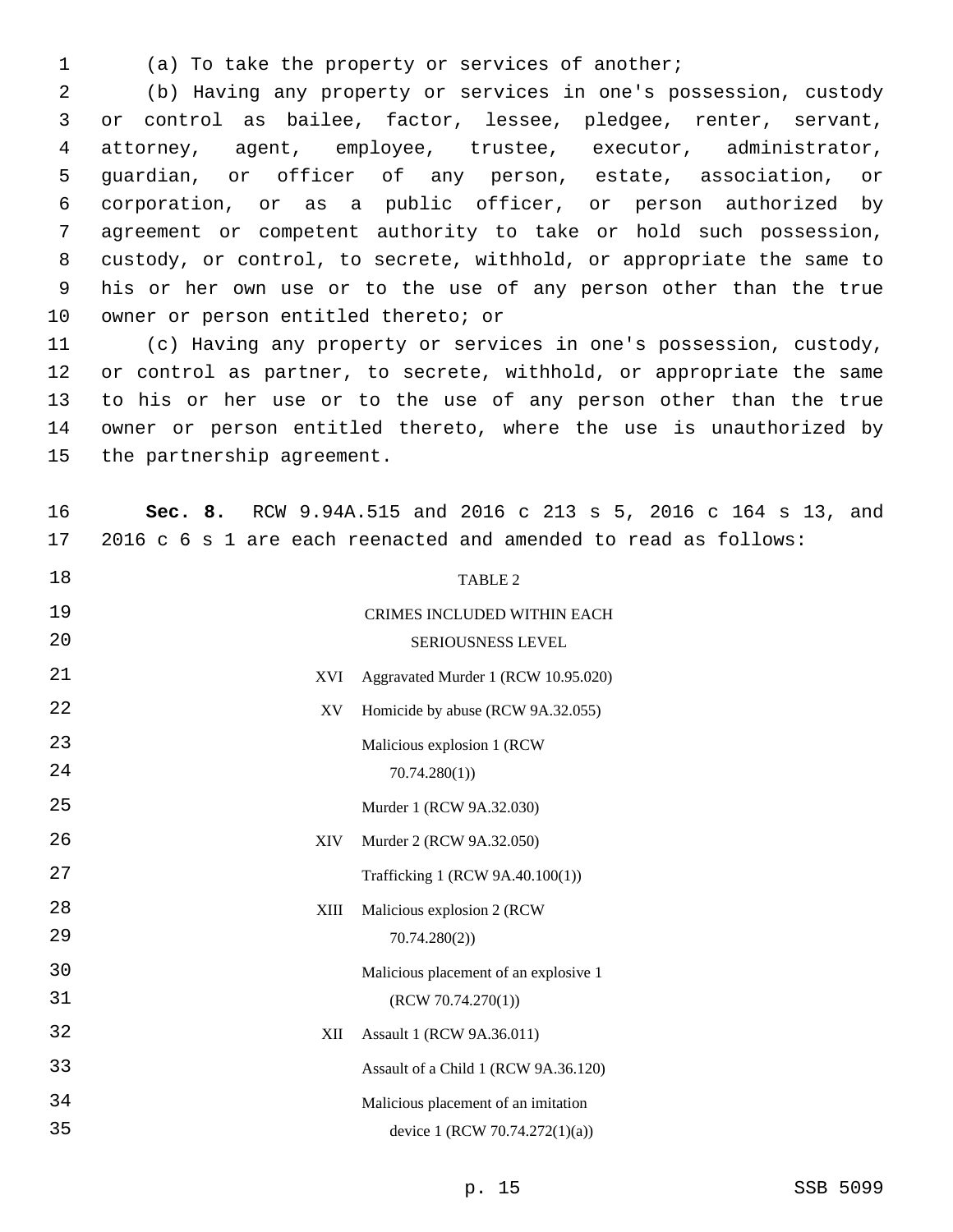(a) To take the property or services of another;

(b) Having any property or services in one's possession, custody or control as bailee, factor, lessee, pledgee, renter, servant, attorney, agent, employee, trustee, executor, administrator, guardian, or officer of any person, estate, association, or corporation, or as a public officer, or person authorized by agreement or competent authority to take or hold such possession, custody, or control, to secrete, withhold, or appropriate the same to his or her own use or to the use of any person other than the true owner or person entitled thereto; or

(c) Having any property or services in one's possession, custody, or control as partner, to secrete, withhold, or appropriate the same to his or her use or to the use of any person other than the true owner or person entitled thereto, where the use is unauthorized by the partnership agreement.

**Sec. 8.** RCW 9.94A.515 and 2016 c 213 s 5, 2016 c 164 s 13, and 2016 c 6 s 1 are each reenacted and amended to read as follows:

TABLE 2

CRIMES INCLUDED WITHIN EACH SERIOUSNESS LEVEL

| | |
|---|---|
| XVI | Aggravated Murder 1 (RCW 10.95.020) |
| XV | Homicide by abuse (RCW 9A.32.055) |
| | Malicious explosion 1 (RCW 70.74.280(1)) |
| | Murder 1 (RCW 9A.32.030) |
| XIV | Murder 2 (RCW 9A.32.050) |
| | Trafficking 1 (RCW 9A.40.100(1)) |
| XIII | Malicious explosion 2 (RCW 70.74.280(2)) |
| | Malicious placement of an explosive 1 (RCW 70.74.270(1)) |
| XII | Assault 1 (RCW 9A.36.011) |
| | Assault of a Child 1 (RCW 9A.36.120) |
| | Malicious placement of an imitation device 1 (RCW 70.74.272(1)(a)) |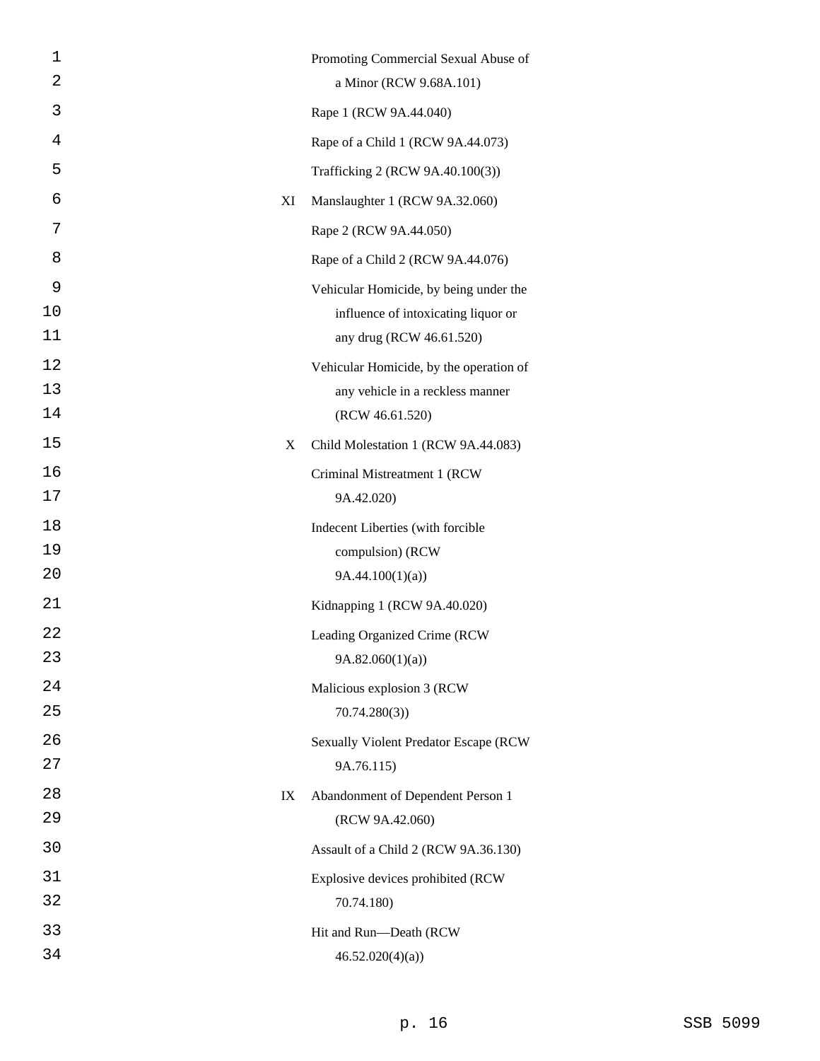| | |
|---|---|
| | Promoting Commercial Sexual Abuse of a Minor (RCW 9.68A.101) |
| | Rape 1 (RCW 9A.44.040) |
| | Rape of a Child 1 (RCW 9A.44.073) |
| | Trafficking 2 (RCW 9A.40.100(3)) |
| XI | Manslaughter 1 (RCW 9A.32.060) |
| | Rape 2 (RCW 9A.44.050) |
| | Rape of a Child 2 (RCW 9A.44.076) |
| | Vehicular Homicide, by being under the influence of intoxicating liquor or any drug (RCW 46.61.520) |
| | Vehicular Homicide, by the operation of any vehicle in a reckless manner (RCW 46.61.520) |
| X | Child Molestation 1 (RCW 9A.44.083) |
| | Criminal Mistreatment 1 (RCW 9A.42.020) |
| | Indecent Liberties (with forcible compulsion) (RCW 9A.44.100(1)(a)) |
| | Kidnapping 1 (RCW 9A.40.020) |
| | Leading Organized Crime (RCW 9A.82.060(1)(a)) |
| | Malicious explosion 3 (RCW 70.74.280(3)) |
| | Sexually Violent Predator Escape (RCW 9A.76.115) |
| IX | Abandonment of Dependent Person 1 (RCW 9A.42.060) |
| | Assault of a Child 2 (RCW 9A.36.130) |
| | Explosive devices prohibited (RCW 70.74.180) |
| | Hit and Run—Death (RCW 46.52.020(4)(a)) |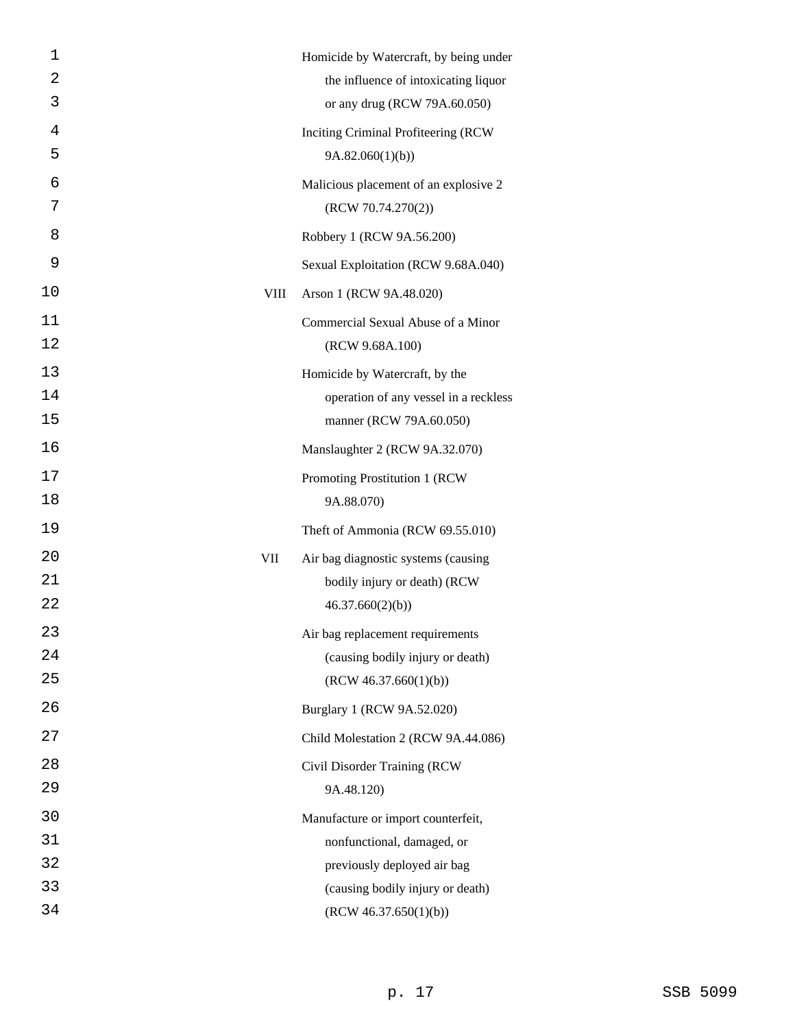| | |
|---|---|
| | Homicide by Watercraft, by being under the influence of intoxicating liquor or any drug (RCW 79A.60.050) |
| | Inciting Criminal Profiteering (RCW 9A.82.060(1)(b)) |
| | Malicious placement of an explosive 2 (RCW 70.74.270(2)) |
| | Robbery 1 (RCW 9A.56.200) |
| | Sexual Exploitation (RCW 9.68A.040) |
| VIII | Arson 1 (RCW 9A.48.020) |
| | Commercial Sexual Abuse of a Minor (RCW 9.68A.100) |
| | Homicide by Watercraft, by the operation of any vessel in a reckless manner (RCW 79A.60.050) |
| | Manslaughter 2 (RCW 9A.32.070) |
| | Promoting Prostitution 1 (RCW 9A.88.070) |
| | Theft of Ammonia (RCW 69.55.010) |
| VII | Air bag diagnostic systems (causing bodily injury or death) (RCW 46.37.660(2)(b)) |
| | Air bag replacement requirements (causing bodily injury or death) (RCW 46.37.660(1)(b)) |
| | Burglary 1 (RCW 9A.52.020) |
| | Child Molestation 2 (RCW 9A.44.086) |
| | Civil Disorder Training (RCW 9A.48.120) |
| | Manufacture or import counterfeit, nonfunctional, damaged, or previously deployed air bag (causing bodily injury or death) (RCW 46.37.650(1)(b)) |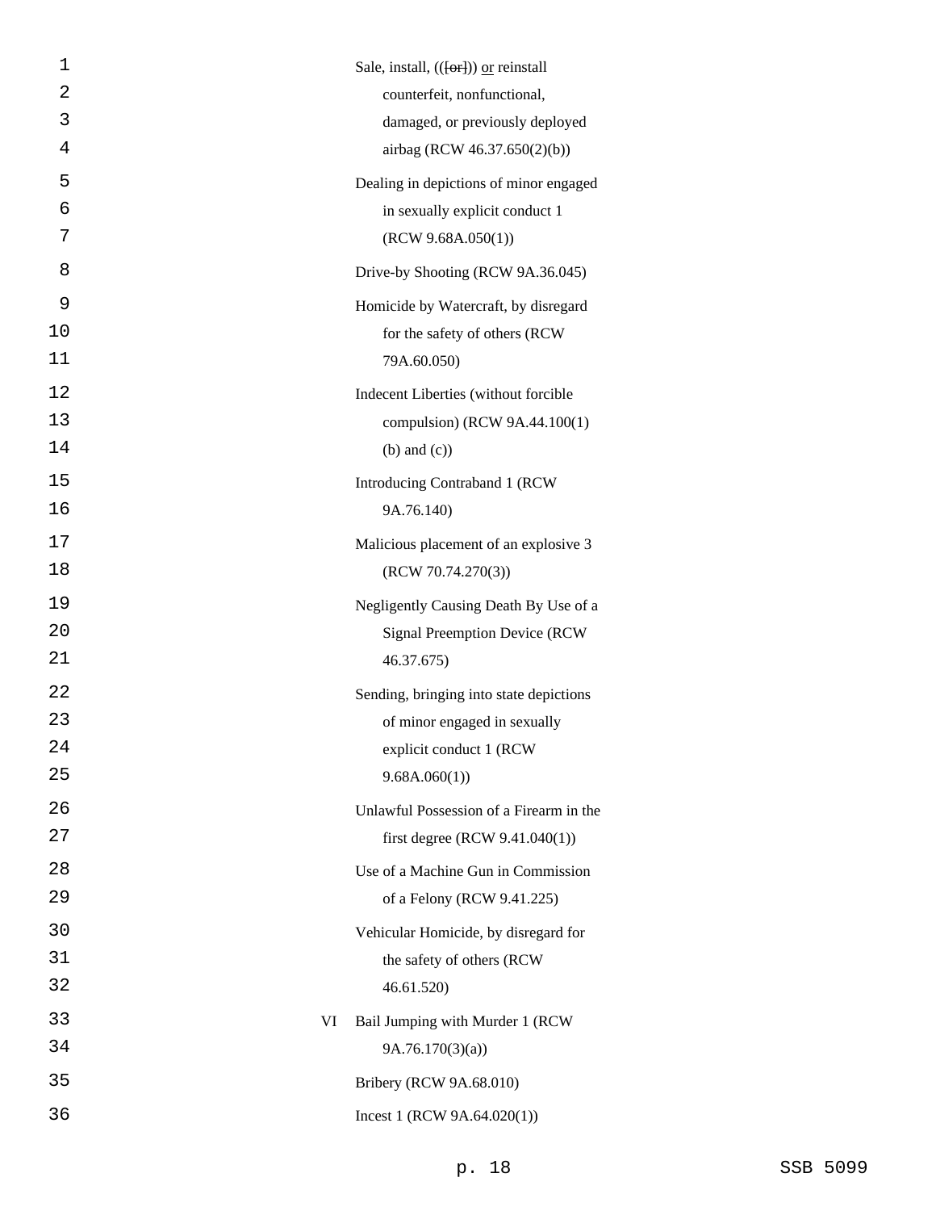Sale, install, (([or])) <u>or</u> reinstall counterfeit, nonfunctional, damaged, or previously deployed airbag (RCW 46.37.650(2)(b))

Dealing in depictions of minor engaged in sexually explicit conduct 1 (RCW 9.68A.050(1))

Drive-by Shooting (RCW 9A.36.045)

Homicide by Watercraft, by disregard for the safety of others (RCW 79A.60.050)

Indecent Liberties (without forcible compulsion) (RCW 9A.44.100(1) (b) and (c))

Introducing Contraband 1 (RCW 9A.76.140)

Malicious placement of an explosive 3 (RCW 70.74.270(3))

Negligently Causing Death By Use of a Signal Preemption Device (RCW 46.37.675)

Sending, bringing into state depictions of minor engaged in sexually explicit conduct 1 (RCW 9.68A.060(1))

Unlawful Possession of a Firearm in the first degree (RCW 9.41.040(1))

Use of a Machine Gun in Commission of a Felony (RCW 9.41.225)

Vehicular Homicide, by disregard for the safety of others (RCW 46.61.520)

VI Bail Jumping with Murder 1 (RCW 9A.76.170(3)(a))

Bribery (RCW 9A.68.010)

Incest 1 (RCW 9A.64.020(1))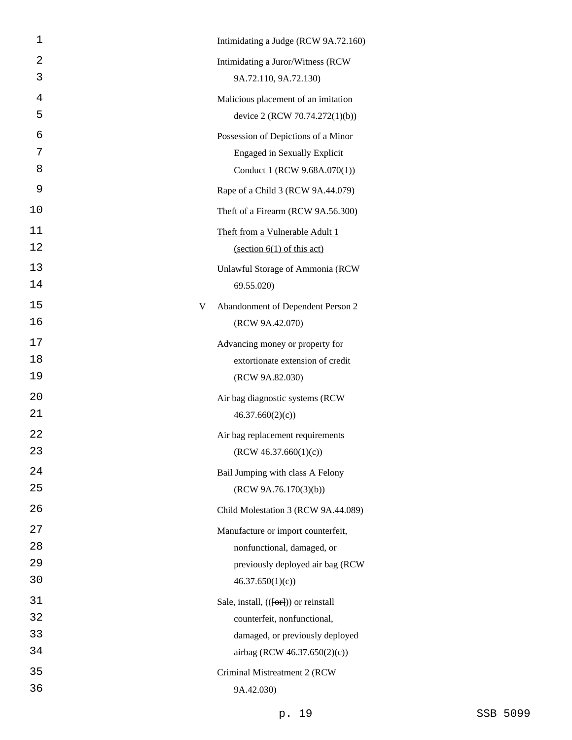| | |
|---|---|
| | Intimidating a Judge (RCW 9A.72.160) |
| | Intimidating a Juror/Witness (RCW 9A.72.110, 9A.72.130) |
| | Malicious placement of an imitation device 2 (RCW 70.74.272(1)(b)) |
| | Possession of Depictions of a Minor Engaged in Sexually Explicit Conduct 1 (RCW 9.68A.070(1)) |
| | Rape of a Child 3 (RCW 9A.44.079) |
| | Theft of a Firearm (RCW 9A.56.300) |
| | <u>Theft from a Vulnerable Adult 1 (section 6(1) of this act)</u> |
| | Unlawful Storage of Ammonia (RCW 69.55.020) |
| V | Abandonment of Dependent Person 2 (RCW 9A.42.070) |
| | Advancing money or property for extortionate extension of credit (RCW 9A.82.030) |
| | Air bag diagnostic systems (RCW 46.37.660(2)(c)) |
| | Air bag replacement requirements (RCW 46.37.660(1)(c)) |
| | Bail Jumping with class A Felony (RCW 9A.76.170(3)(b)) |
| | Child Molestation 3 (RCW 9A.44.089) |
| | Manufacture or import counterfeit, nonfunctional, damaged, or previously deployed air bag (RCW 46.37.650(1)(c)) |
| | Sale, install, ((~~[or]~~)) <u>or</u> reinstall counterfeit, nonfunctional, damaged, or previously deployed airbag (RCW 46.37.650(2)(c)) |
| | Criminal Mistreatment 2 (RCW 9A.42.030) |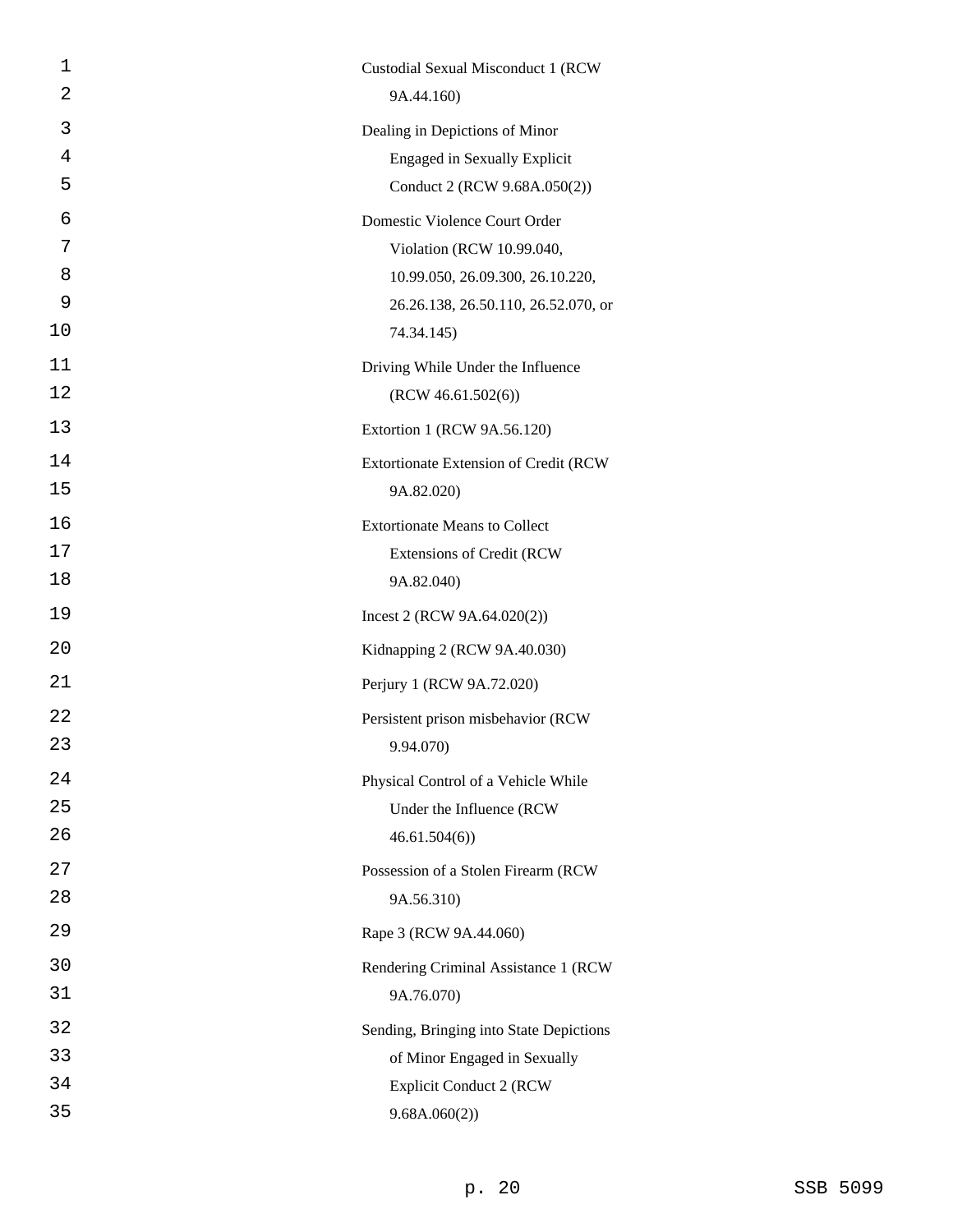Custodial Sexual Misconduct 1 (RCW 9A.44.160)

Dealing in Depictions of Minor Engaged in Sexually Explicit Conduct 2 (RCW 9.68A.050(2))

Domestic Violence Court Order Violation (RCW 10.99.040, 10.99.050, 26.09.300, 26.10.220, 26.26.138, 26.50.110, 26.52.070, or 74.34.145)

Driving While Under the Influence (RCW 46.61.502(6))

Extortion 1 (RCW 9A.56.120)

Extortionate Extension of Credit (RCW 9A.82.020)

Extortionate Means to Collect Extensions of Credit (RCW 9A.82.040)

Incest 2 (RCW 9A.64.020(2))

Kidnapping 2 (RCW 9A.40.030)

Perjury 1 (RCW 9A.72.020)

Persistent prison misbehavior (RCW 9.94.070)

Physical Control of a Vehicle While Under the Influence (RCW 46.61.504(6))

Possession of a Stolen Firearm (RCW 9A.56.310)

Rape 3 (RCW 9A.44.060)

Rendering Criminal Assistance 1 (RCW 9A.76.070)

Sending, Bringing into State Depictions of Minor Engaged in Sexually Explicit Conduct 2 (RCW 9.68A.060(2))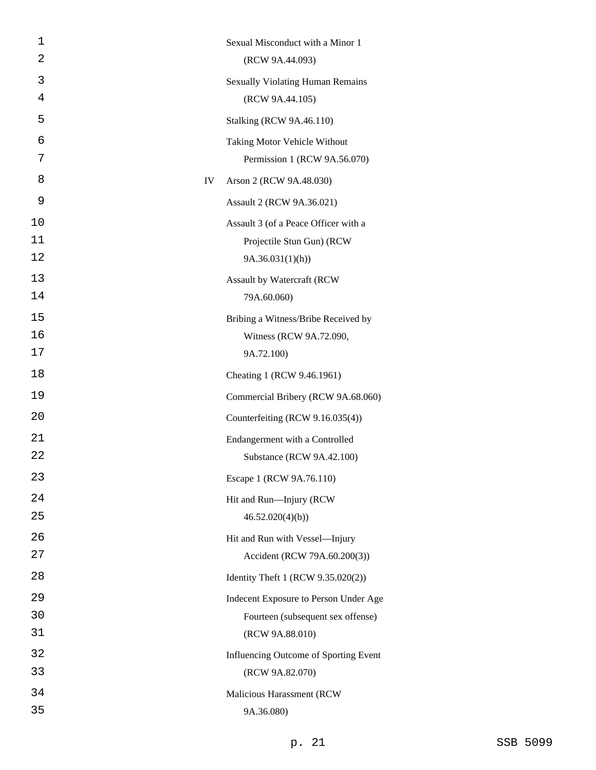| | |
|---|---|
| | Sexual Misconduct with a Minor 1 (RCW 9A.44.093) |
| | Sexually Violating Human Remains (RCW 9A.44.105) |
| | Stalking (RCW 9A.46.110) |
| | Taking Motor Vehicle Without Permission 1 (RCW 9A.56.070) |
| IV | Arson 2 (RCW 9A.48.030) |
| | Assault 2 (RCW 9A.36.021) |
| | Assault 3 (of a Peace Officer with a Projectile Stun Gun) (RCW 9A.36.031(1)(h)) |
| | Assault by Watercraft (RCW 79A.60.060) |
| | Bribing a Witness/Bribe Received by Witness (RCW 9A.72.090, 9A.72.100) |
| | Cheating 1 (RCW 9.46.1961) |
| | Commercial Bribery (RCW 9A.68.060) |
| | Counterfeiting (RCW 9.16.035(4)) |
| | Endangerment with a Controlled Substance (RCW 9A.42.100) |
| | Escape 1 (RCW 9A.76.110) |
| | Hit and Run—Injury (RCW 46.52.020(4)(b)) |
| | Hit and Run with Vessel—Injury Accident (RCW 79A.60.200(3)) |
| | Identity Theft 1 (RCW 9.35.020(2)) |
| | Indecent Exposure to Person Under Age Fourteen (subsequent sex offense) (RCW 9A.88.010) |
| | Influencing Outcome of Sporting Event (RCW 9A.82.070) |
| | Malicious Harassment (RCW 9A.36.080) |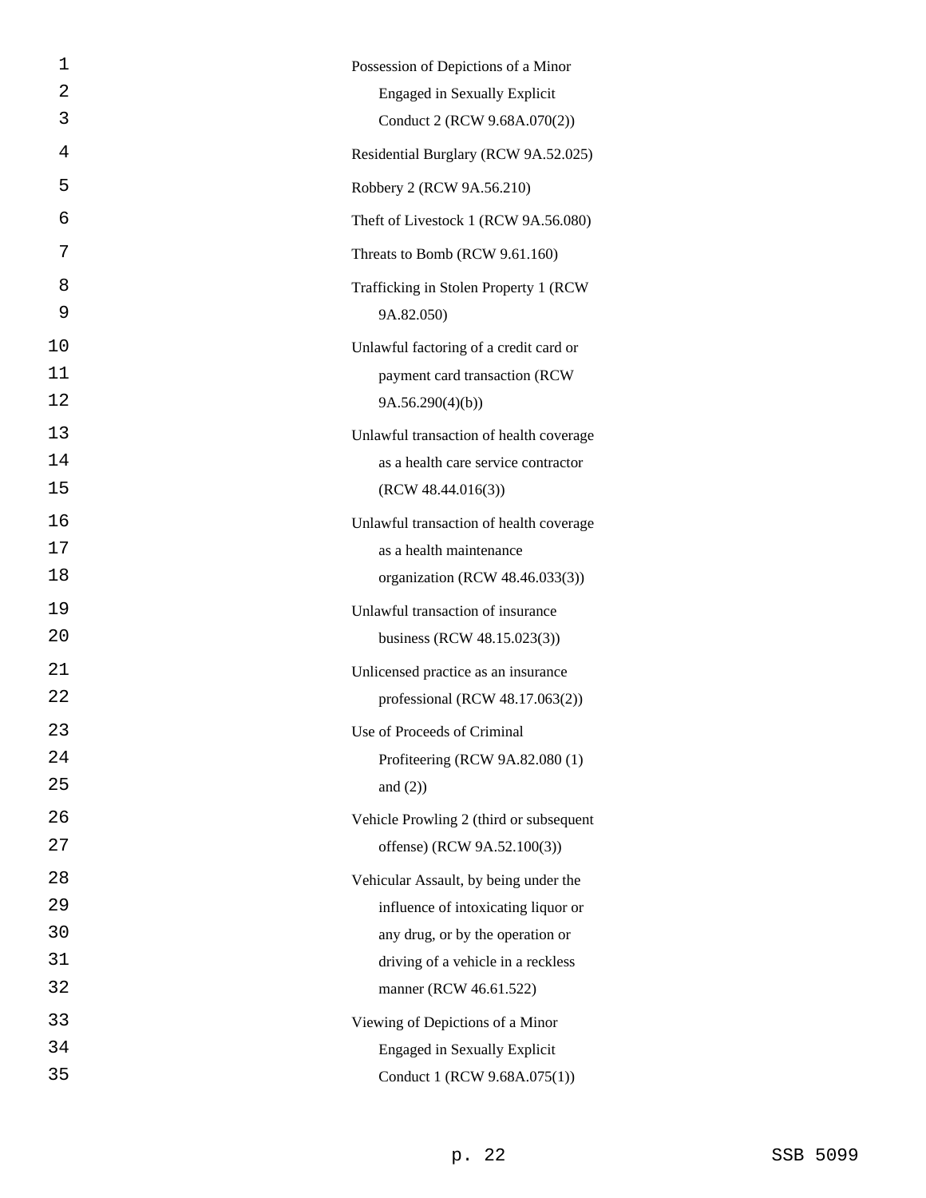Possession of Depictions of a Minor Engaged in Sexually Explicit Conduct 2 (RCW 9.68A.070(2))

Residential Burglary (RCW 9A.52.025)

Robbery 2 (RCW 9A.56.210)

Theft of Livestock 1 (RCW 9A.56.080)

Threats to Bomb (RCW 9.61.160)

Trafficking in Stolen Property 1 (RCW 9A.82.050)

Unlawful factoring of a credit card or payment card transaction (RCW 9A.56.290(4)(b))

Unlawful transaction of health coverage as a health care service contractor (RCW 48.44.016(3))

Unlawful transaction of health coverage as a health maintenance organization (RCW 48.46.033(3))

Unlawful transaction of insurance business (RCW 48.15.023(3))

Unlicensed practice as an insurance professional (RCW 48.17.063(2))

Use of Proceeds of Criminal Profiteering (RCW 9A.82.080 (1) and (2))

Vehicle Prowling 2 (third or subsequent offense) (RCW 9A.52.100(3))

Vehicular Assault, by being under the influence of intoxicating liquor or any drug, or by the operation or driving of a vehicle in a reckless manner (RCW 46.61.522)

Viewing of Depictions of a Minor Engaged in Sexually Explicit Conduct 1 (RCW 9.68A.075(1))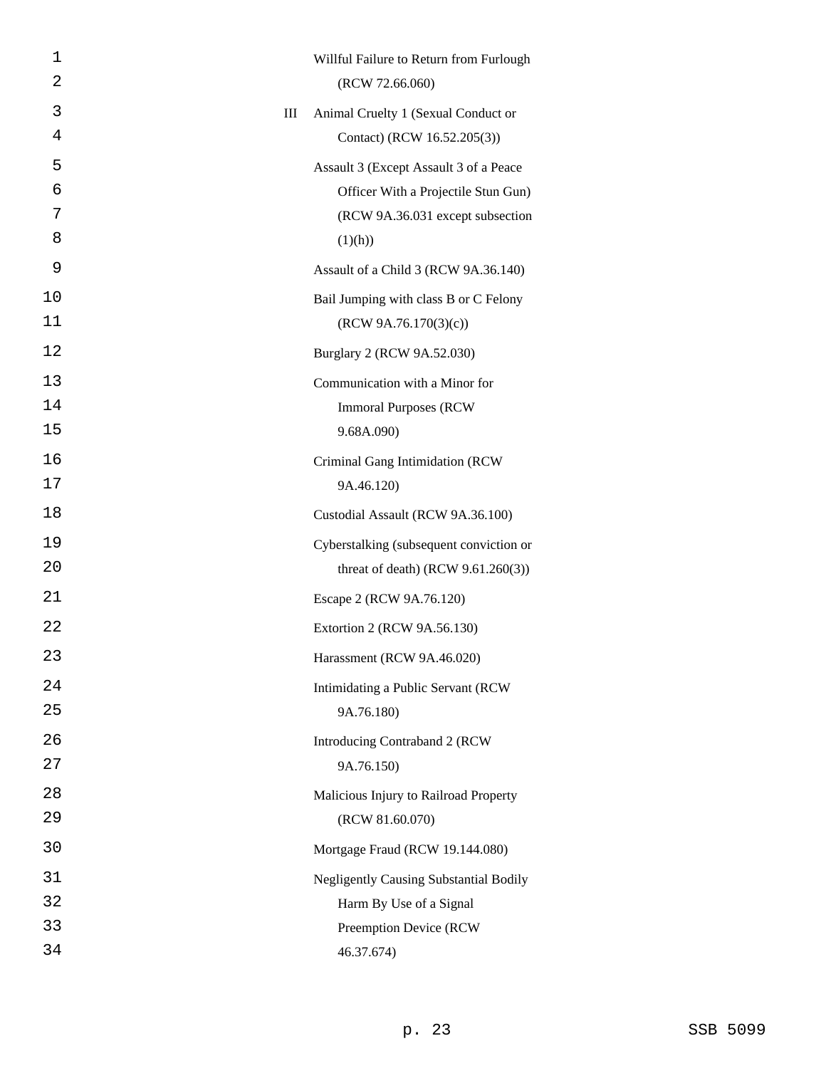| | |
|---|---|
| | Willful Failure to Return from Furlough (RCW 72.66.060) |
| III | Animal Cruelty 1 (Sexual Conduct or Contact) (RCW 16.52.205(3)) |
| | Assault 3 (Except Assault 3 of a Peace Officer With a Projectile Stun Gun) (RCW 9A.36.031 except subsection (1)(h)) |
| | Assault of a Child 3 (RCW 9A.36.140) |
| | Bail Jumping with class B or C Felony (RCW 9A.76.170(3)(c)) |
| | Burglary 2 (RCW 9A.52.030) |
| | Communication with a Minor for Immoral Purposes (RCW 9.68A.090) |
| | Criminal Gang Intimidation (RCW 9A.46.120) |
| | Custodial Assault (RCW 9A.36.100) |
| | Cyberstalking (subsequent conviction or threat of death) (RCW 9.61.260(3)) |
| | Escape 2 (RCW 9A.76.120) |
| | Extortion 2 (RCW 9A.56.130) |
| | Harassment (RCW 9A.46.020) |
| | Intimidating a Public Servant (RCW 9A.76.180) |
| | Introducing Contraband 2 (RCW 9A.76.150) |
| | Malicious Injury to Railroad Property (RCW 81.60.070) |
| | Mortgage Fraud (RCW 19.144.080) |
| | Negligently Causing Substantial Bodily Harm By Use of a Signal Preemption Device (RCW 46.37.674) |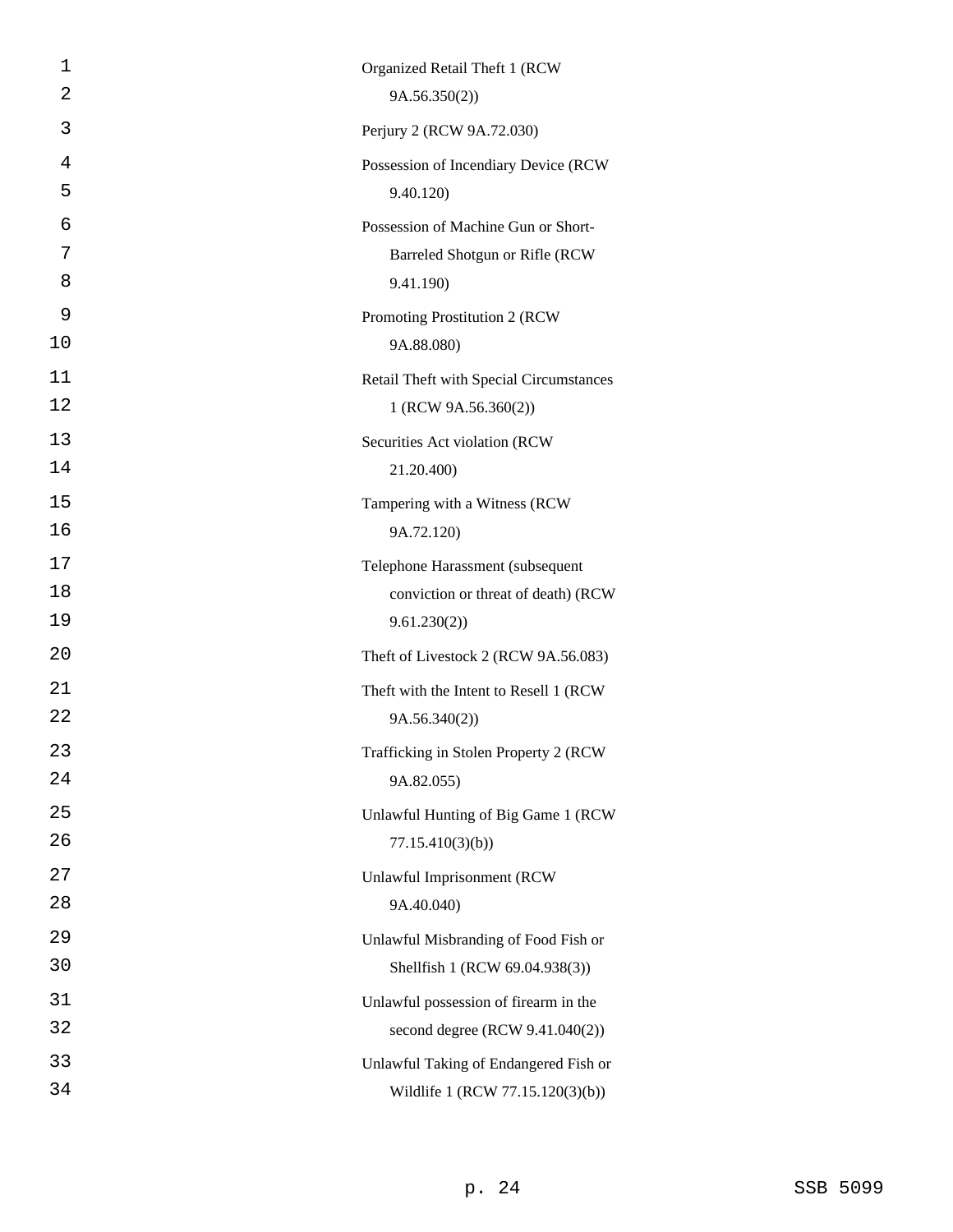Organized Retail Theft 1 (RCW 9A.56.350(2))

Perjury 2 (RCW 9A.72.030)

Possession of Incendiary Device (RCW 9.40.120)

Possession of Machine Gun or Short-Barreled Shotgun or Rifle (RCW 9.41.190)

Promoting Prostitution 2 (RCW 9A.88.080)

Retail Theft with Special Circumstances 1 (RCW 9A.56.360(2))

Securities Act violation (RCW 21.20.400)

Tampering with a Witness (RCW 9A.72.120)

Telephone Harassment (subsequent conviction or threat of death) (RCW 9.61.230(2))

Theft of Livestock 2 (RCW 9A.56.083)

Theft with the Intent to Resell 1 (RCW 9A.56.340(2))

Trafficking in Stolen Property 2 (RCW 9A.82.055)

Unlawful Hunting of Big Game 1 (RCW 77.15.410(3)(b))

Unlawful Imprisonment (RCW 9A.40.040)

Unlawful Misbranding of Food Fish or Shellfish 1 (RCW 69.04.938(3))

Unlawful possession of firearm in the second degree (RCW 9.41.040(2))

Unlawful Taking of Endangered Fish or Wildlife 1 (RCW 77.15.120(3)(b))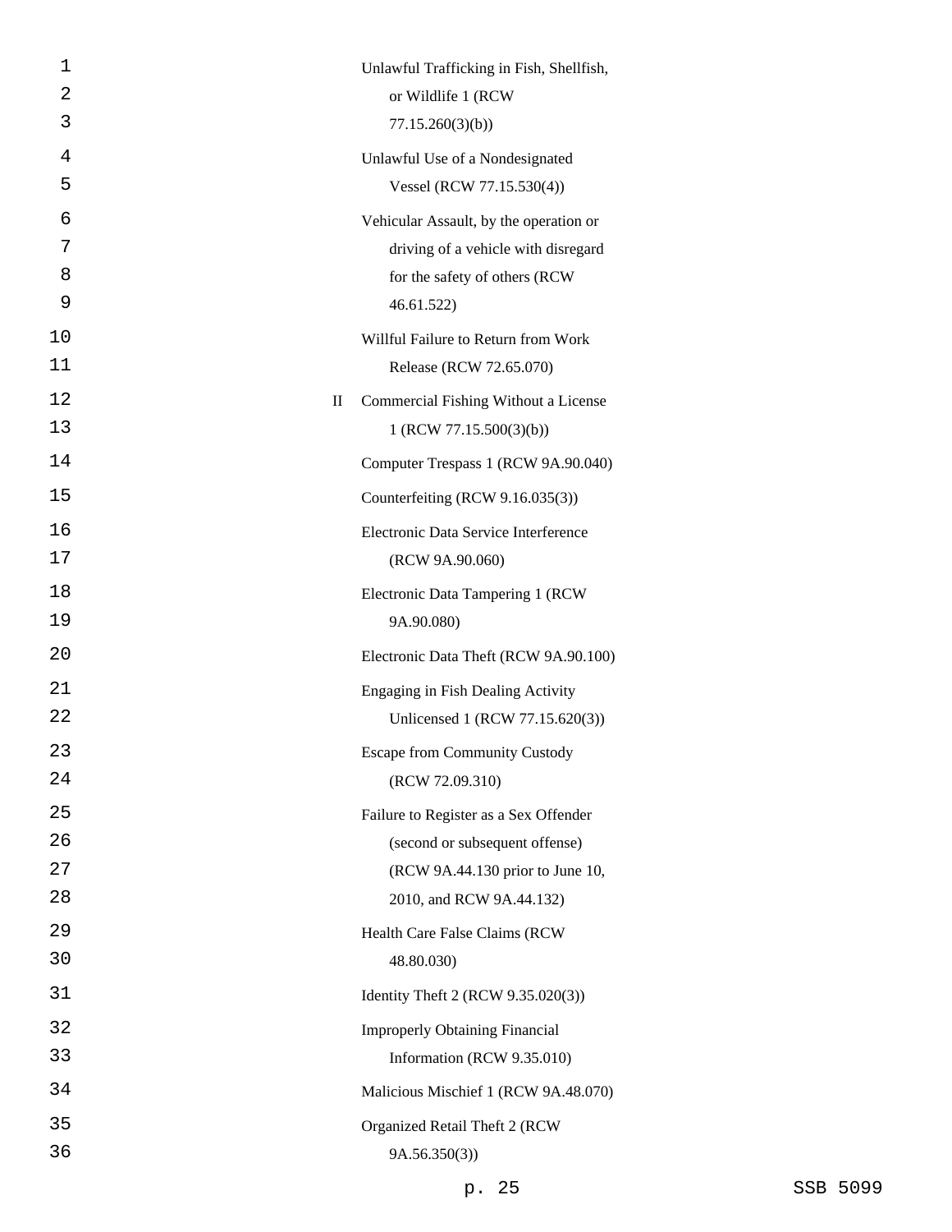Unlawful Trafficking in Fish, Shellfish, or Wildlife 1 (RCW 77.15.260(3)(b))

Unlawful Use of a Nondesignated Vessel (RCW 77.15.530(4))

Vehicular Assault, by the operation or driving of a vehicle with disregard for the safety of others (RCW 46.61.522)

Willful Failure to Return from Work Release (RCW 72.65.070)

II Commercial Fishing Without a License 1 (RCW 77.15.500(3)(b))

Computer Trespass 1 (RCW 9A.90.040)

Counterfeiting (RCW 9.16.035(3))

Electronic Data Service Interference (RCW 9A.90.060)

Electronic Data Tampering 1 (RCW 9A.90.080)

Electronic Data Theft (RCW 9A.90.100)

Engaging in Fish Dealing Activity Unlicensed 1 (RCW 77.15.620(3))

Escape from Community Custody (RCW 72.09.310)

Failure to Register as a Sex Offender (second or subsequent offense) (RCW 9A.44.130 prior to June 10, 2010, and RCW 9A.44.132)

Health Care False Claims (RCW 48.80.030)

Identity Theft 2 (RCW 9.35.020(3))

Improperly Obtaining Financial Information (RCW 9.35.010)

Malicious Mischief 1 (RCW 9A.48.070)

Organized Retail Theft 2 (RCW 9A.56.350(3))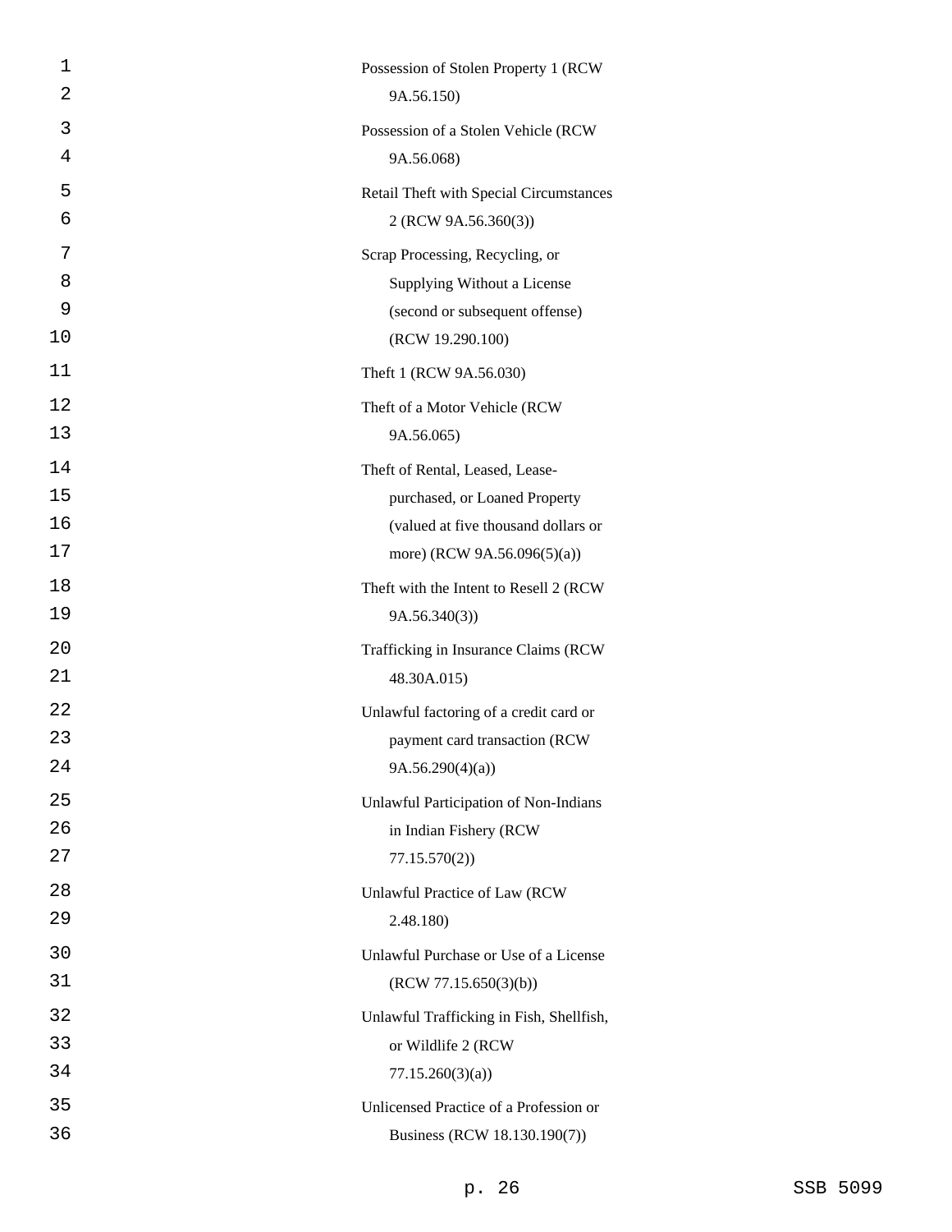Possession of Stolen Property 1 (RCW 9A.56.150)

Possession of a Stolen Vehicle (RCW 9A.56.068)

Retail Theft with Special Circumstances 2 (RCW 9A.56.360(3))

Scrap Processing, Recycling, or Supplying Without a License (second or subsequent offense) (RCW 19.290.100)

Theft 1 (RCW 9A.56.030)

Theft of a Motor Vehicle (RCW 9A.56.065)

Theft of Rental, Leased, Lease-purchased, or Loaned Property (valued at five thousand dollars or more) (RCW 9A.56.096(5)(a))

Theft with the Intent to Resell 2 (RCW 9A.56.340(3))

Trafficking in Insurance Claims (RCW 48.30A.015)

Unlawful factoring of a credit card or payment card transaction (RCW 9A.56.290(4)(a))

Unlawful Participation of Non-Indians in Indian Fishery (RCW 77.15.570(2))

Unlawful Practice of Law (RCW 2.48.180)

Unlawful Purchase or Use of a License (RCW 77.15.650(3)(b))

Unlawful Trafficking in Fish, Shellfish, or Wildlife 2 (RCW 77.15.260(3)(a))

Unlicensed Practice of a Profession or Business (RCW 18.130.190(7))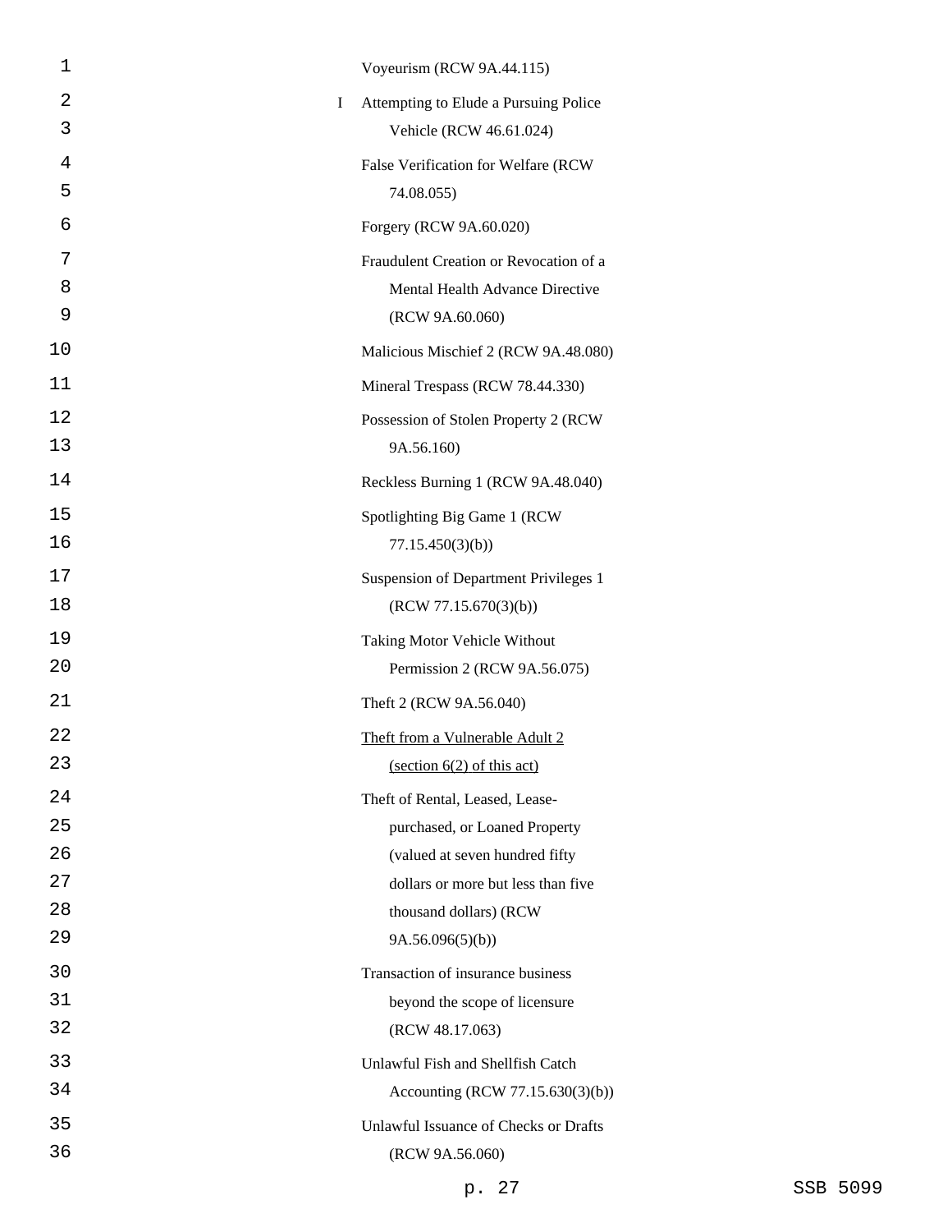Voyeurism (RCW 9A.44.115)

I Attempting to Elude a Pursuing Police Vehicle (RCW 46.61.024)

False Verification for Welfare (RCW 74.08.055)

Forgery (RCW 9A.60.020)

Fraudulent Creation or Revocation of a Mental Health Advance Directive (RCW 9A.60.060)

Malicious Mischief 2 (RCW 9A.48.080)

Mineral Trespass (RCW 78.44.330)

Possession of Stolen Property 2 (RCW 9A.56.160)

Reckless Burning 1 (RCW 9A.48.040)

Spotlighting Big Game 1 (RCW 77.15.450(3)(b))

Suspension of Department Privileges 1 (RCW 77.15.670(3)(b))

Taking Motor Vehicle Without Permission 2 (RCW 9A.56.075)

Theft 2 (RCW 9A.56.040)

<u>Theft from a Vulnerable Adult 2 (section 6(2) of this act)</u>

Theft of Rental, Leased, Lease-purchased, or Loaned Property (valued at seven hundred fifty dollars or more but less than five thousand dollars) (RCW 9A.56.096(5)(b))

Transaction of insurance business beyond the scope of licensure (RCW 48.17.063)

Unlawful Fish and Shellfish Catch Accounting (RCW 77.15.630(3)(b))

Unlawful Issuance of Checks or Drafts (RCW 9A.56.060)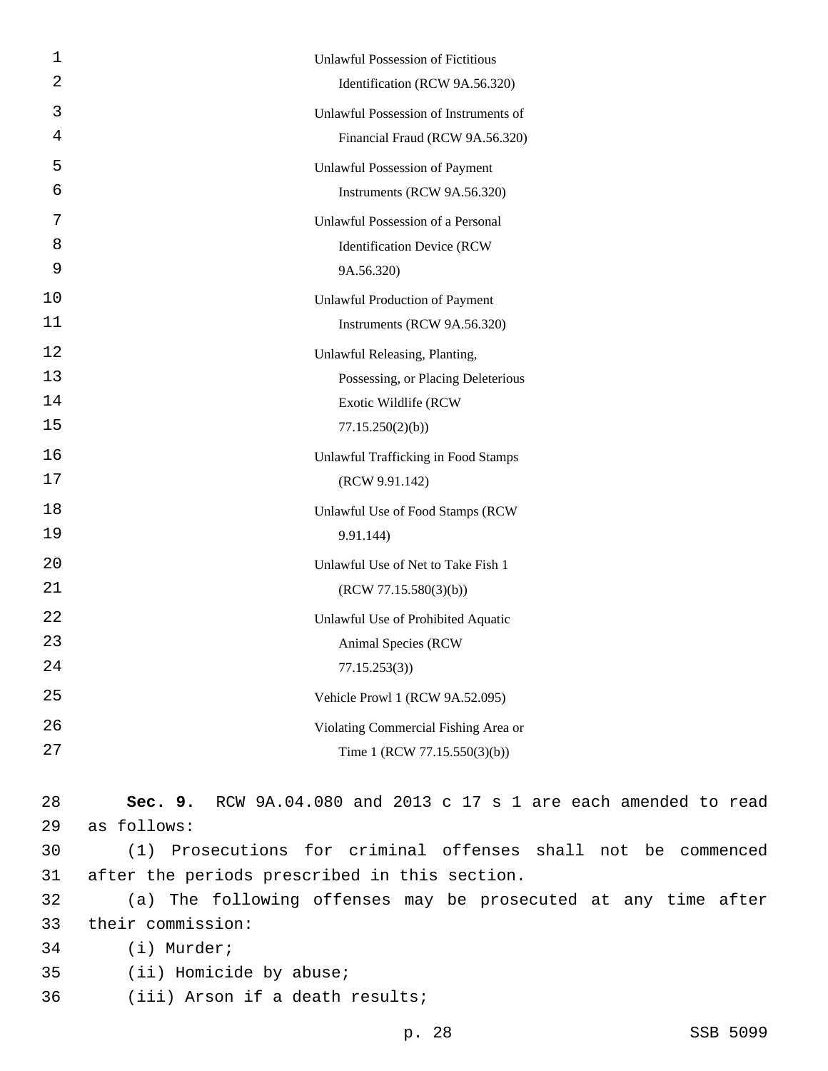Unlawful Possession of Fictitious Identification (RCW 9A.56.320)

Unlawful Possession of Instruments of Financial Fraud (RCW 9A.56.320)

Unlawful Possession of Payment Instruments (RCW 9A.56.320)

Unlawful Possession of a Personal Identification Device (RCW 9A.56.320)

Unlawful Production of Payment Instruments (RCW 9A.56.320)

Unlawful Releasing, Planting, Possessing, or Placing Deleterious Exotic Wildlife (RCW 77.15.250(2)(b))

Unlawful Trafficking in Food Stamps (RCW 9.91.142)

Unlawful Use of Food Stamps (RCW 9.91.144)

Unlawful Use of Net to Take Fish 1 (RCW 77.15.580(3)(b))

Unlawful Use of Prohibited Aquatic Animal Species (RCW 77.15.253(3))

Vehicle Prowl 1 (RCW 9A.52.095)

Violating Commercial Fishing Area or Time 1 (RCW 77.15.550(3)(b))

**Sec. 9.** RCW 9A.04.080 and 2013 c 17 s 1 are each amended to read as follows:

(1) Prosecutions for criminal offenses shall not be commenced after the periods prescribed in this section.

(a) The following offenses may be prosecuted at any time after their commission:

(i) Murder;

(ii) Homicide by abuse;

(iii) Arson if a death results;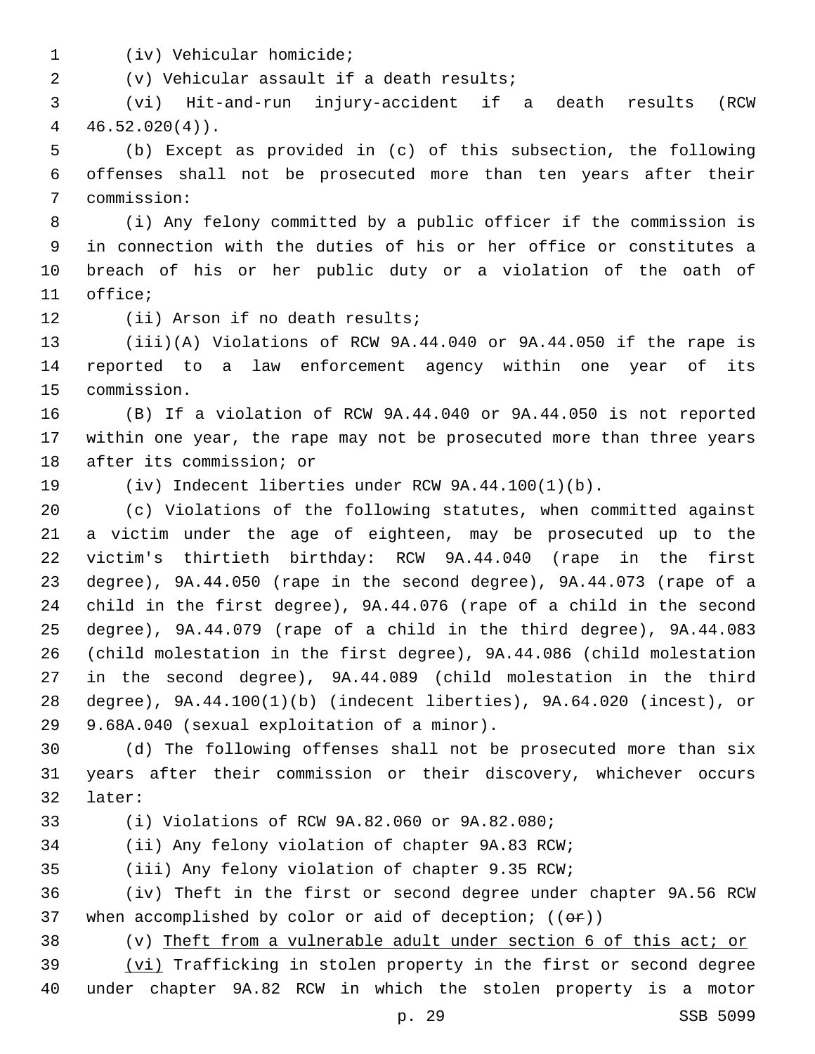(iv) Vehicular homicide;

(v) Vehicular assault if a death results;

(vi) Hit-and-run injury-accident if a death results (RCW 46.52.020(4)).

(b) Except as provided in (c) of this subsection, the following offenses shall not be prosecuted more than ten years after their commission:

(i) Any felony committed by a public officer if the commission is in connection with the duties of his or her office or constitutes a breach of his or her public duty or a violation of the oath of office;

(ii) Arson if no death results;

(iii)(A) Violations of RCW 9A.44.040 or 9A.44.050 if the rape is reported to a law enforcement agency within one year of its commission.

(B) If a violation of RCW 9A.44.040 or 9A.44.050 is not reported within one year, the rape may not be prosecuted more than three years after its commission; or

(iv) Indecent liberties under RCW 9A.44.100(1)(b).

(c) Violations of the following statutes, when committed against a victim under the age of eighteen, may be prosecuted up to the victim's thirtieth birthday: RCW 9A.44.040 (rape in the first degree), 9A.44.050 (rape in the second degree), 9A.44.073 (rape of a child in the first degree), 9A.44.076 (rape of a child in the second degree), 9A.44.079 (rape of a child in the third degree), 9A.44.083 (child molestation in the first degree), 9A.44.086 (child molestation in the second degree), 9A.44.089 (child molestation in the third degree), 9A.44.100(1)(b) (indecent liberties), 9A.64.020 (incest), or 9.68A.040 (sexual exploitation of a minor).

(d) The following offenses shall not be prosecuted more than six years after their commission or their discovery, whichever occurs later:

(i) Violations of RCW 9A.82.060 or 9A.82.080;

(ii) Any felony violation of chapter 9A.83 RCW;

(iii) Any felony violation of chapter 9.35 RCW;

(iv) Theft in the first or second degree under chapter 9A.56 RCW when accomplished by color or aid of deception; ((~~or~~))

(v) <u>Theft from a vulnerable adult under section 6 of this act; or</u>

<u>(vi)</u> Trafficking in stolen property in the first or second degree under chapter 9A.82 RCW in which the stolen property is a motor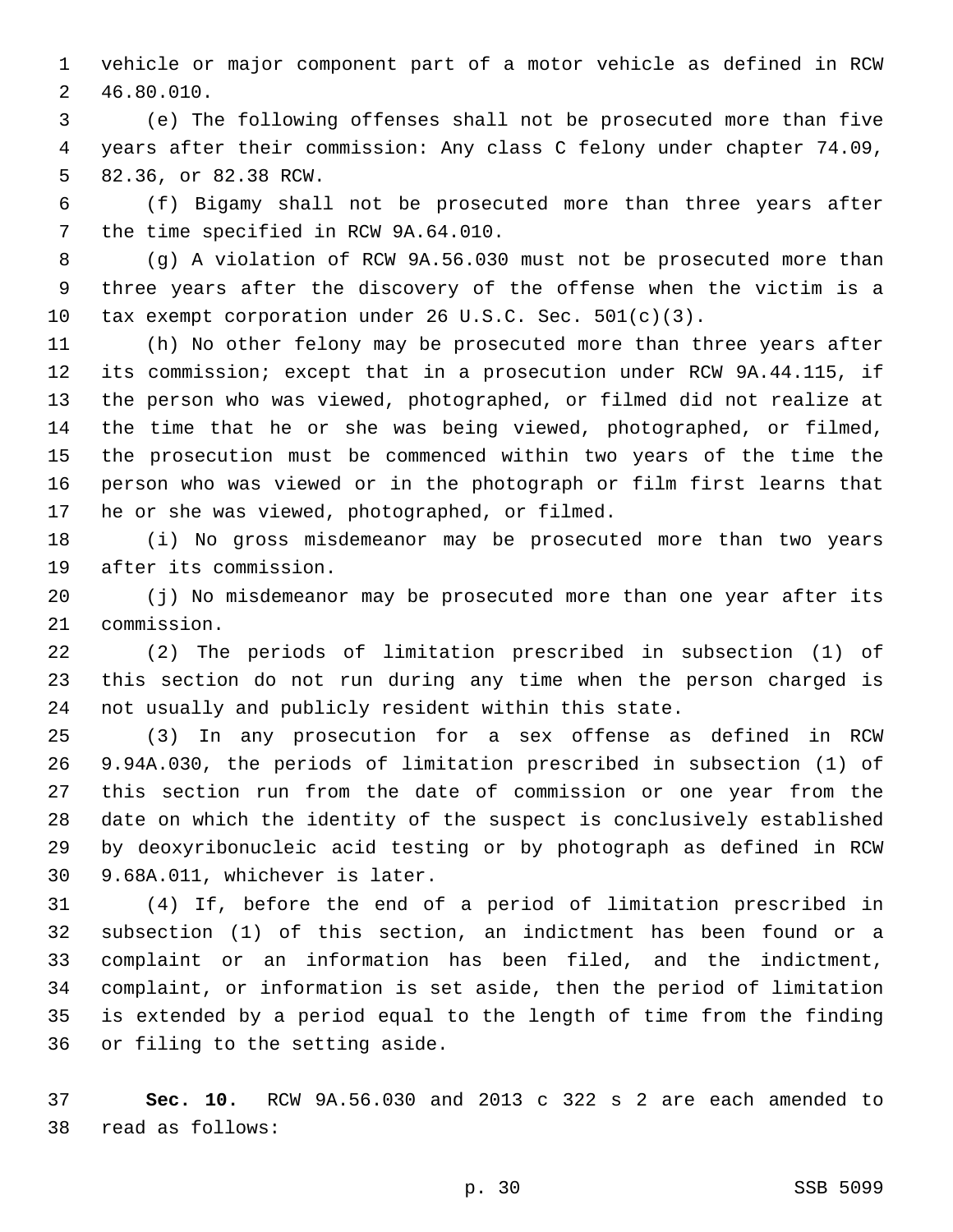vehicle or major component part of a motor vehicle as defined in RCW 46.80.010.

(e) The following offenses shall not be prosecuted more than five years after their commission: Any class C felony under chapter 74.09, 82.36, or 82.38 RCW.

(f) Bigamy shall not be prosecuted more than three years after the time specified in RCW 9A.64.010.

(g) A violation of RCW 9A.56.030 must not be prosecuted more than three years after the discovery of the offense when the victim is a tax exempt corporation under 26 U.S.C. Sec. 501(c)(3).

(h) No other felony may be prosecuted more than three years after its commission; except that in a prosecution under RCW 9A.44.115, if the person who was viewed, photographed, or filmed did not realize at the time that he or she was being viewed, photographed, or filmed, the prosecution must be commenced within two years of the time the person who was viewed or in the photograph or film first learns that he or she was viewed, photographed, or filmed.

(i) No gross misdemeanor may be prosecuted more than two years after its commission.

(j) No misdemeanor may be prosecuted more than one year after its commission.

(2) The periods of limitation prescribed in subsection (1) of this section do not run during any time when the person charged is not usually and publicly resident within this state.

(3) In any prosecution for a sex offense as defined in RCW 9.94A.030, the periods of limitation prescribed in subsection (1) of this section run from the date of commission or one year from the date on which the identity of the suspect is conclusively established by deoxyribonucleic acid testing or by photograph as defined in RCW 9.68A.011, whichever is later.

(4) If, before the end of a period of limitation prescribed in subsection (1) of this section, an indictment has been found or a complaint or an information has been filed, and the indictment, complaint, or information is set aside, then the period of limitation is extended by a period equal to the length of time from the finding or filing to the setting aside.

**Sec. 10.** RCW 9A.56.030 and 2013 c 322 s 2 are each amended to read as follows: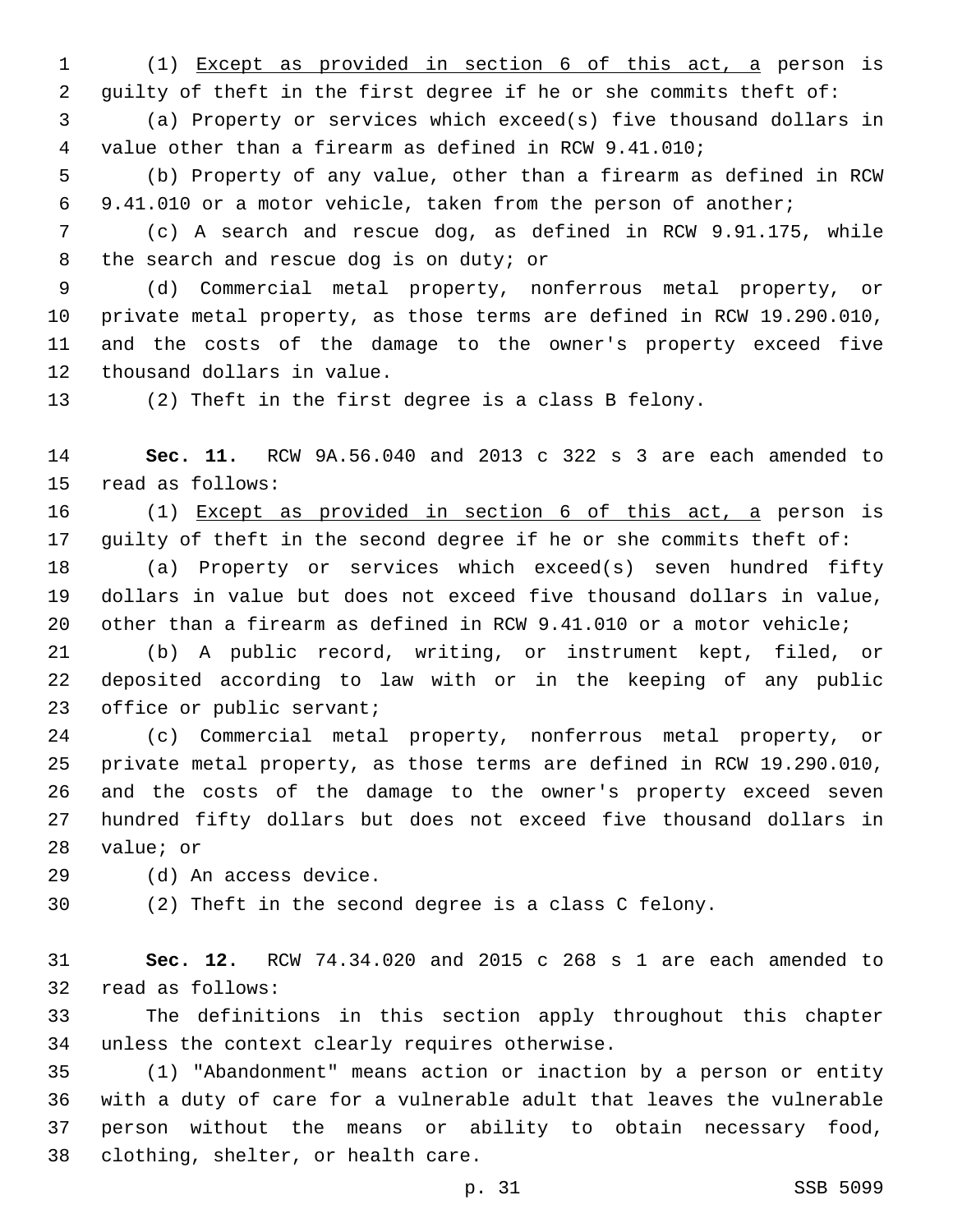(1) <u>Except as provided in section 6 of this act, a</u> person is guilty of theft in the first degree if he or she commits theft of:

(a) Property or services which exceed(s) five thousand dollars in value other than a firearm as defined in RCW 9.41.010;

(b) Property of any value, other than a firearm as defined in RCW 9.41.010 or a motor vehicle, taken from the person of another;

(c) A search and rescue dog, as defined in RCW 9.91.175, while the search and rescue dog is on duty; or

(d) Commercial metal property, nonferrous metal property, or private metal property, as those terms are defined in RCW 19.290.010, and the costs of the damage to the owner's property exceed five thousand dollars in value.

(2) Theft in the first degree is a class B felony.

**Sec. 11.** RCW 9A.56.040 and 2013 c 322 s 3 are each amended to read as follows:

(1) <u>Except as provided in section 6 of this act, a</u> person is guilty of theft in the second degree if he or she commits theft of:

(a) Property or services which exceed(s) seven hundred fifty dollars in value but does not exceed five thousand dollars in value, other than a firearm as defined in RCW 9.41.010 or a motor vehicle;

(b) A public record, writing, or instrument kept, filed, or deposited according to law with or in the keeping of any public office or public servant;

(c) Commercial metal property, nonferrous metal property, or private metal property, as those terms are defined in RCW 19.290.010, and the costs of the damage to the owner's property exceed seven hundred fifty dollars but does not exceed five thousand dollars in value; or

(d) An access device.

(2) Theft in the second degree is a class C felony.

**Sec. 12.** RCW 74.34.020 and 2015 c 268 s 1 are each amended to read as follows:

The definitions in this section apply throughout this chapter unless the context clearly requires otherwise.

(1) "Abandonment" means action or inaction by a person or entity with a duty of care for a vulnerable adult that leaves the vulnerable person without the means or ability to obtain necessary food, clothing, shelter, or health care.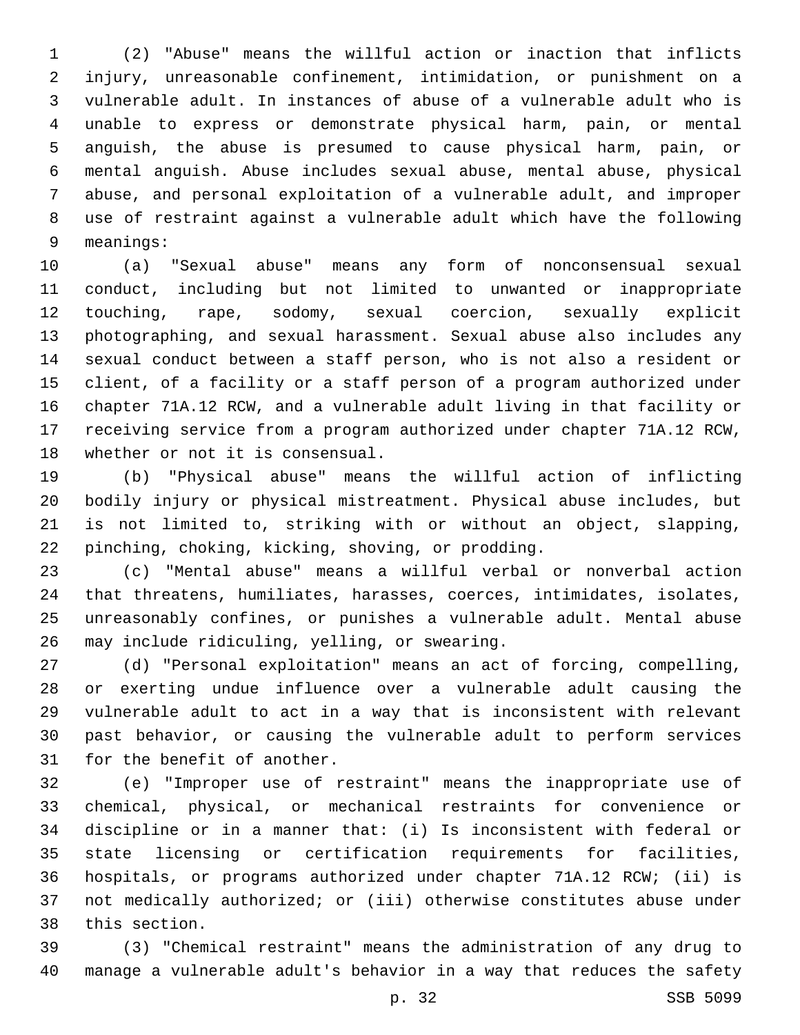(2) "Abuse" means the willful action or inaction that inflicts injury, unreasonable confinement, intimidation, or punishment on a vulnerable adult. In instances of abuse of a vulnerable adult who is unable to express or demonstrate physical harm, pain, or mental anguish, the abuse is presumed to cause physical harm, pain, or mental anguish. Abuse includes sexual abuse, mental abuse, physical abuse, and personal exploitation of a vulnerable adult, and improper use of restraint against a vulnerable adult which have the following meanings:

(a) "Sexual abuse" means any form of nonconsensual sexual conduct, including but not limited to unwanted or inappropriate touching, rape, sodomy, sexual coercion, sexually explicit photographing, and sexual harassment. Sexual abuse also includes any sexual conduct between a staff person, who is not also a resident or client, of a facility or a staff person of a program authorized under chapter 71A.12 RCW, and a vulnerable adult living in that facility or receiving service from a program authorized under chapter 71A.12 RCW, whether or not it is consensual.

(b) "Physical abuse" means the willful action of inflicting bodily injury or physical mistreatment. Physical abuse includes, but is not limited to, striking with or without an object, slapping, pinching, choking, kicking, shoving, or prodding.

(c) "Mental abuse" means a willful verbal or nonverbal action that threatens, humiliates, harasses, coerces, intimidates, isolates, unreasonably confines, or punishes a vulnerable adult. Mental abuse may include ridiculing, yelling, or swearing.

(d) "Personal exploitation" means an act of forcing, compelling, or exerting undue influence over a vulnerable adult causing the vulnerable adult to act in a way that is inconsistent with relevant past behavior, or causing the vulnerable adult to perform services for the benefit of another.

(e) "Improper use of restraint" means the inappropriate use of chemical, physical, or mechanical restraints for convenience or discipline or in a manner that: (i) Is inconsistent with federal or state licensing or certification requirements for facilities, hospitals, or programs authorized under chapter 71A.12 RCW; (ii) is not medically authorized; or (iii) otherwise constitutes abuse under this section.

(3) "Chemical restraint" means the administration of any drug to manage a vulnerable adult's behavior in a way that reduces the safety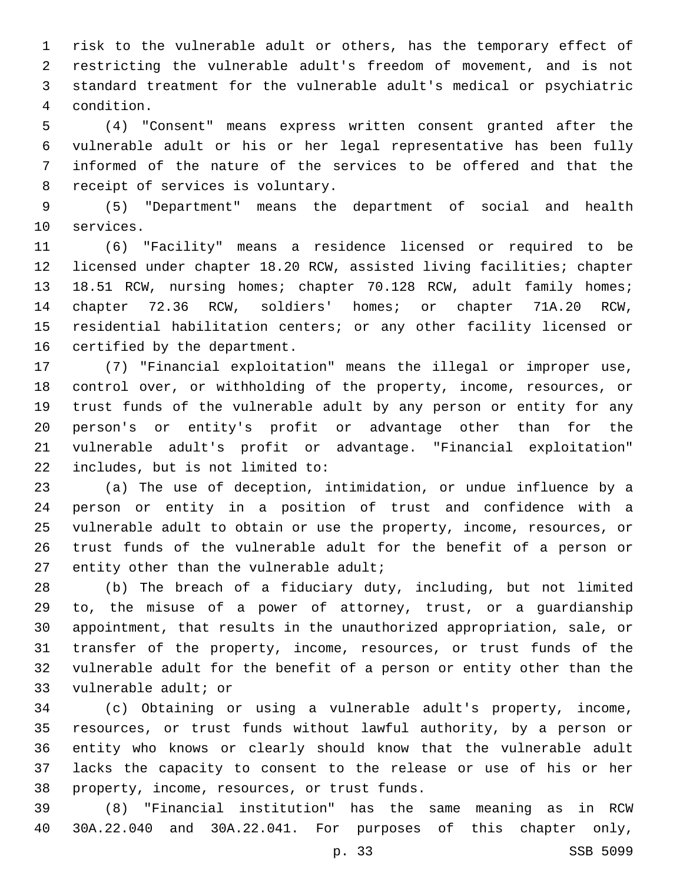risk to the vulnerable adult or others, has the temporary effect of restricting the vulnerable adult's freedom of movement, and is not standard treatment for the vulnerable adult's medical or psychiatric condition.

(4) "Consent" means express written consent granted after the vulnerable adult or his or her legal representative has been fully informed of the nature of the services to be offered and that the receipt of services is voluntary.

(5) "Department" means the department of social and health services.

(6) "Facility" means a residence licensed or required to be licensed under chapter 18.20 RCW, assisted living facilities; chapter 18.51 RCW, nursing homes; chapter 70.128 RCW, adult family homes; chapter 72.36 RCW, soldiers' homes; or chapter 71A.20 RCW, residential habilitation centers; or any other facility licensed or certified by the department.

(7) "Financial exploitation" means the illegal or improper use, control over, or withholding of the property, income, resources, or trust funds of the vulnerable adult by any person or entity for any person's or entity's profit or advantage other than for the vulnerable adult's profit or advantage. "Financial exploitation" includes, but is not limited to:

(a) The use of deception, intimidation, or undue influence by a person or entity in a position of trust and confidence with a vulnerable adult to obtain or use the property, income, resources, or trust funds of the vulnerable adult for the benefit of a person or entity other than the vulnerable adult;

(b) The breach of a fiduciary duty, including, but not limited to, the misuse of a power of attorney, trust, or a guardianship appointment, that results in the unauthorized appropriation, sale, or transfer of the property, income, resources, or trust funds of the vulnerable adult for the benefit of a person or entity other than the vulnerable adult; or

(c) Obtaining or using a vulnerable adult's property, income, resources, or trust funds without lawful authority, by a person or entity who knows or clearly should know that the vulnerable adult lacks the capacity to consent to the release or use of his or her property, income, resources, or trust funds.

(8) "Financial institution" has the same meaning as in RCW 30A.22.040 and 30A.22.041. For purposes of this chapter only,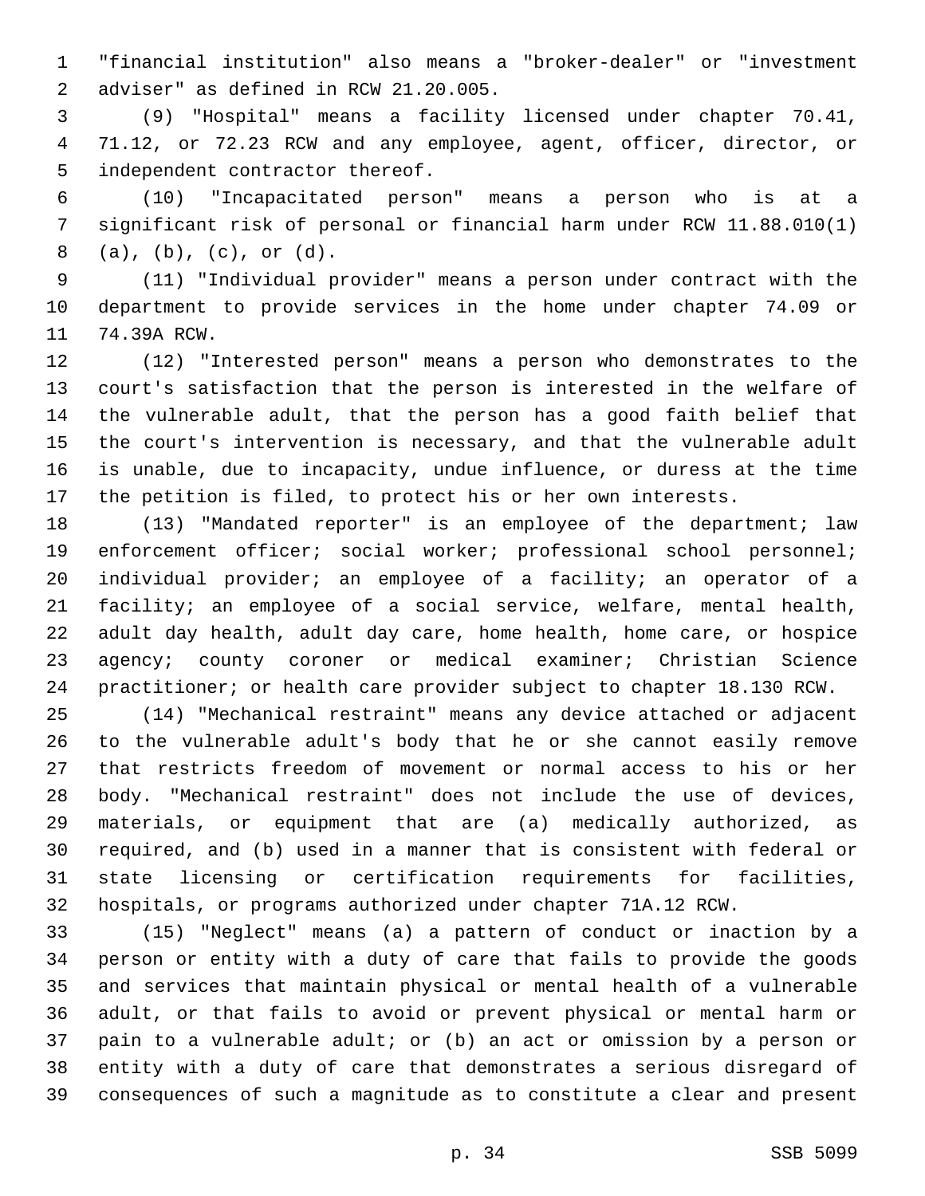"financial institution" also means a "broker-dealer" or "investment adviser" as defined in RCW 21.20.005.

(9) "Hospital" means a facility licensed under chapter 70.41, 71.12, or 72.23 RCW and any employee, agent, officer, director, or independent contractor thereof.

(10) "Incapacitated person" means a person who is at a significant risk of personal or financial harm under RCW 11.88.010(1) (a), (b), (c), or (d).

(11) "Individual provider" means a person under contract with the department to provide services in the home under chapter 74.09 or 74.39A RCW.

(12) "Interested person" means a person who demonstrates to the court's satisfaction that the person is interested in the welfare of the vulnerable adult, that the person has a good faith belief that the court's intervention is necessary, and that the vulnerable adult is unable, due to incapacity, undue influence, or duress at the time the petition is filed, to protect his or her own interests.

(13) "Mandated reporter" is an employee of the department; law enforcement officer; social worker; professional school personnel; individual provider; an employee of a facility; an operator of a facility; an employee of a social service, welfare, mental health, adult day health, adult day care, home health, home care, or hospice agency; county coroner or medical examiner; Christian Science practitioner; or health care provider subject to chapter 18.130 RCW.

(14) "Mechanical restraint" means any device attached or adjacent to the vulnerable adult's body that he or she cannot easily remove that restricts freedom of movement or normal access to his or her body. "Mechanical restraint" does not include the use of devices, materials, or equipment that are (a) medically authorized, as required, and (b) used in a manner that is consistent with federal or state licensing or certification requirements for facilities, hospitals, or programs authorized under chapter 71A.12 RCW.

(15) "Neglect" means (a) a pattern of conduct or inaction by a person or entity with a duty of care that fails to provide the goods and services that maintain physical or mental health of a vulnerable adult, or that fails to avoid or prevent physical or mental harm or pain to a vulnerable adult; or (b) an act or omission by a person or entity with a duty of care that demonstrates a serious disregard of consequences of such a magnitude as to constitute a clear and present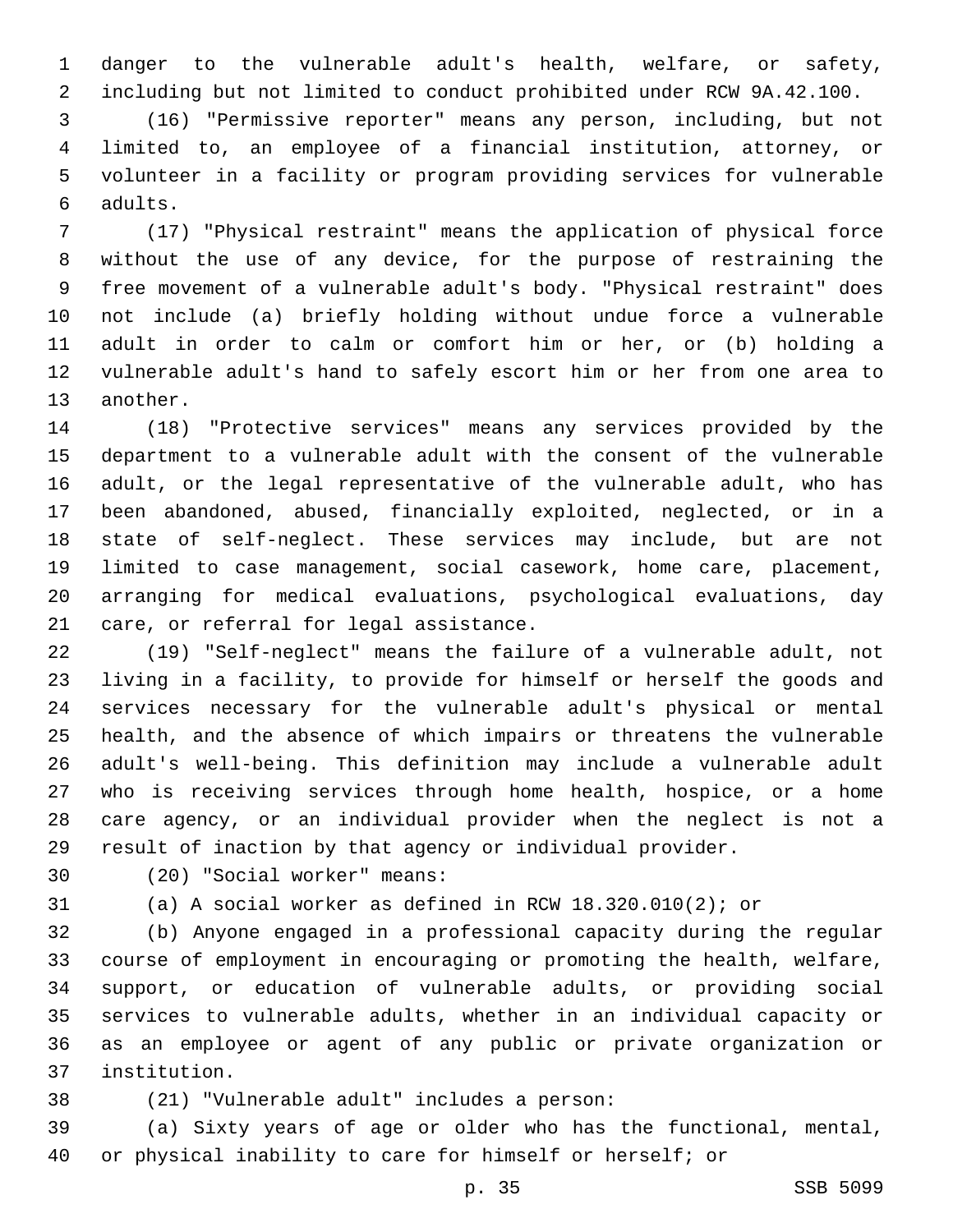danger to the vulnerable adult's health, welfare, or safety, including but not limited to conduct prohibited under RCW 9A.42.100.

(16) "Permissive reporter" means any person, including, but not limited to, an employee of a financial institution, attorney, or volunteer in a facility or program providing services for vulnerable adults.

(17) "Physical restraint" means the application of physical force without the use of any device, for the purpose of restraining the free movement of a vulnerable adult's body. "Physical restraint" does not include (a) briefly holding without undue force a vulnerable adult in order to calm or comfort him or her, or (b) holding a vulnerable adult's hand to safely escort him or her from one area to another.

(18) "Protective services" means any services provided by the department to a vulnerable adult with the consent of the vulnerable adult, or the legal representative of the vulnerable adult, who has been abandoned, abused, financially exploited, neglected, or in a state of self-neglect. These services may include, but are not limited to case management, social casework, home care, placement, arranging for medical evaluations, psychological evaluations, day care, or referral for legal assistance.

(19) "Self-neglect" means the failure of a vulnerable adult, not living in a facility, to provide for himself or herself the goods and services necessary for the vulnerable adult's physical or mental health, and the absence of which impairs or threatens the vulnerable adult's well-being. This definition may include a vulnerable adult who is receiving services through home health, hospice, or a home care agency, or an individual provider when the neglect is not a result of inaction by that agency or individual provider.

(20) "Social worker" means:

(a) A social worker as defined in RCW 18.320.010(2); or

(b) Anyone engaged in a professional capacity during the regular course of employment in encouraging or promoting the health, welfare, support, or education of vulnerable adults, or providing social services to vulnerable adults, whether in an individual capacity or as an employee or agent of any public or private organization or institution.

(21) "Vulnerable adult" includes a person:

(a) Sixty years of age or older who has the functional, mental, or physical inability to care for himself or herself; or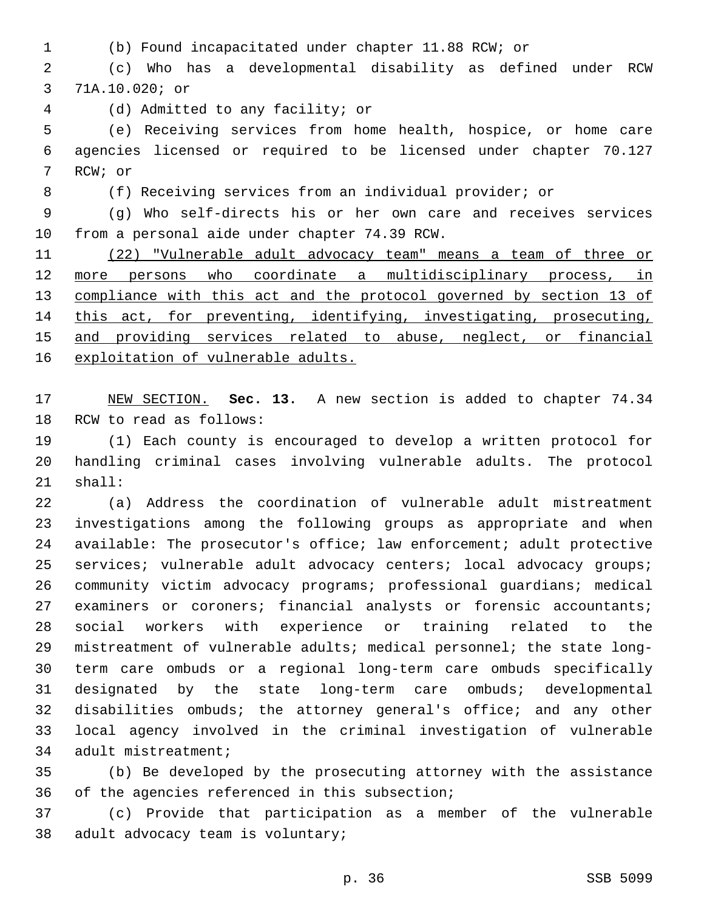(b) Found incapacitated under chapter 11.88 RCW; or

(c) Who has a developmental disability as defined under RCW 71A.10.020; or

(d) Admitted to any facility; or

(e) Receiving services from home health, hospice, or home care agencies licensed or required to be licensed under chapter 70.127 RCW; or

(f) Receiving services from an individual provider; or

(g) Who self-directs his or her own care and receives services from a personal aide under chapter 74.39 RCW.

<u>(22) "Vulnerable adult advocacy team" means a team of three or more persons who coordinate a multidisciplinary process, in compliance with this act and the protocol governed by section 13 of this act, for preventing, identifying, investigating, prosecuting, and providing services related to abuse, neglect, or financial exploitation of vulnerable adults.</u>

<u>NEW SECTION.</u> **Sec. 13.** A new section is added to chapter 74.34 RCW to read as follows:

(1) Each county is encouraged to develop a written protocol for handling criminal cases involving vulnerable adults. The protocol shall:

(a) Address the coordination of vulnerable adult mistreatment investigations among the following groups as appropriate and when available: The prosecutor's office; law enforcement; adult protective services; vulnerable adult advocacy centers; local advocacy groups; community victim advocacy programs; professional guardians; medical examiners or coroners; financial analysts or forensic accountants; social workers with experience or training related to the mistreatment of vulnerable adults; medical personnel; the state long-term care ombuds or a regional long-term care ombuds specifically designated by the state long-term care ombuds; developmental disabilities ombuds; the attorney general's office; and any other local agency involved in the criminal investigation of vulnerable adult mistreatment;

(b) Be developed by the prosecuting attorney with the assistance of the agencies referenced in this subsection;

(c) Provide that participation as a member of the vulnerable adult advocacy team is voluntary;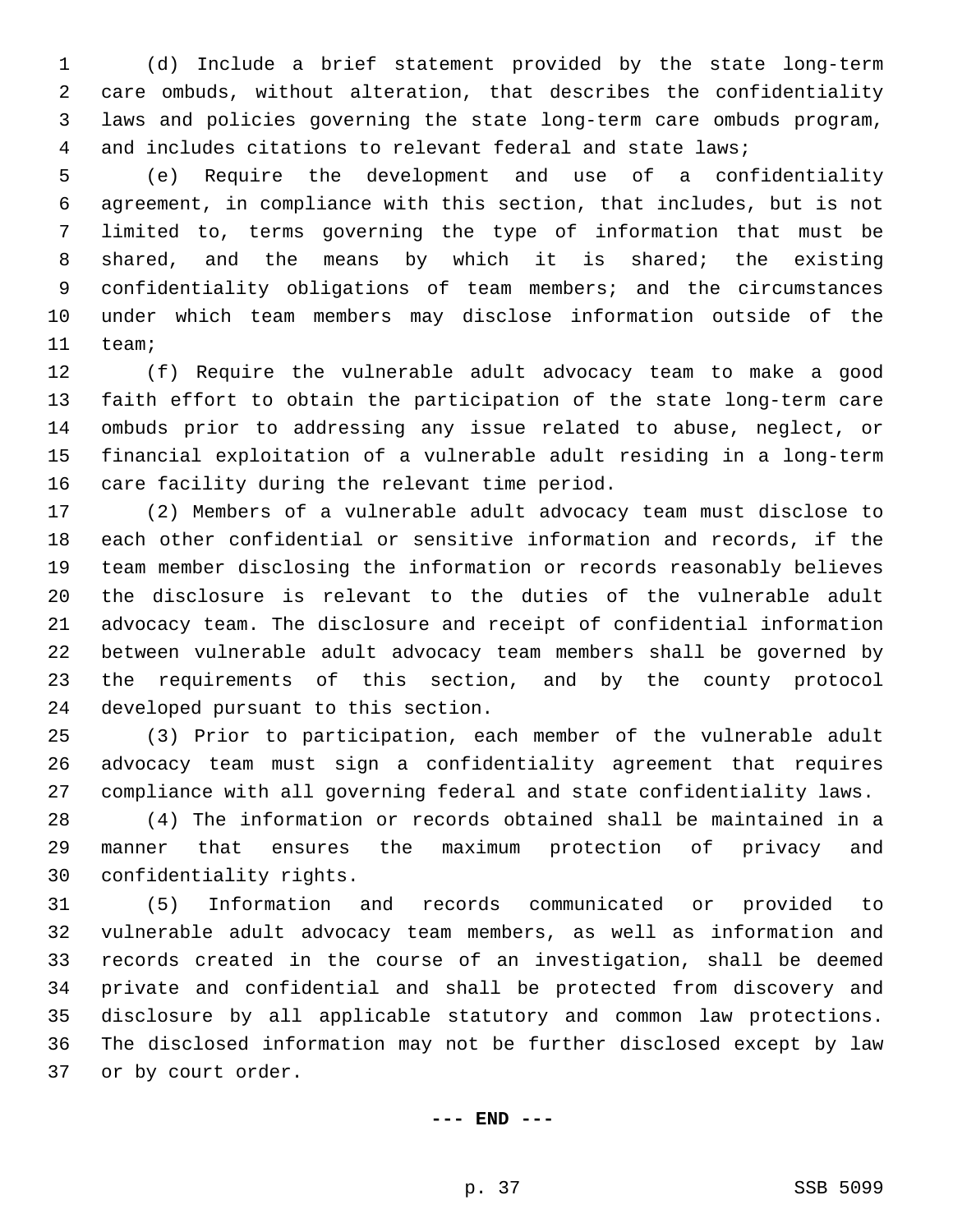(d) Include a brief statement provided by the state long-term care ombuds, without alteration, that describes the confidentiality laws and policies governing the state long-term care ombuds program, and includes citations to relevant federal and state laws;

(e) Require the development and use of a confidentiality agreement, in compliance with this section, that includes, but is not limited to, terms governing the type of information that must be shared, and the means by which it is shared; the existing confidentiality obligations of team members; and the circumstances under which team members may disclose information outside of the team;

(f) Require the vulnerable adult advocacy team to make a good faith effort to obtain the participation of the state long-term care ombuds prior to addressing any issue related to abuse, neglect, or financial exploitation of a vulnerable adult residing in a long-term care facility during the relevant time period.

(2) Members of a vulnerable adult advocacy team must disclose to each other confidential or sensitive information and records, if the team member disclosing the information or records reasonably believes the disclosure is relevant to the duties of the vulnerable adult advocacy team. The disclosure and receipt of confidential information between vulnerable adult advocacy team members shall be governed by the requirements of this section, and by the county protocol developed pursuant to this section.

(3) Prior to participation, each member of the vulnerable adult advocacy team must sign a confidentiality agreement that requires compliance with all governing federal and state confidentiality laws.

(4) The information or records obtained shall be maintained in a manner that ensures the maximum protection of privacy and confidentiality rights.

(5) Information and records communicated or provided to vulnerable adult advocacy team members, as well as information and records created in the course of an investigation, shall be deemed private and confidential and shall be protected from discovery and disclosure by all applicable statutory and common law protections. The disclosed information may not be further disclosed except by law or by court order.

**--- END ---**